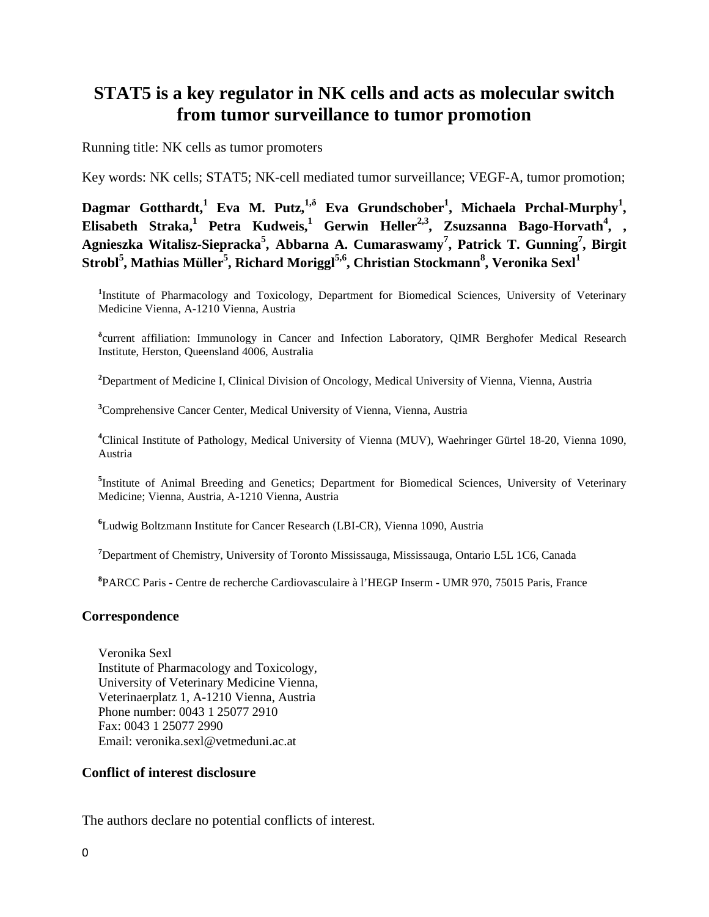# STAT5 is a key regulator in NK cells and acts as molecular switch from tumor surveillance to tumor promotion

Running title: NK cells as tumor promoters

Key words: NK cells; STAT5; NK-cell mediated tumor surveillance; VEGF-A, tumor promotion;

**Dagmar Gotthardt,[1] Eva M. Putz,[1,δ] Eva Grundschober[1], Michaela Prchal-Murphy[1], Elisabeth Straka,[1] Petra Kudweis,[1] Gerwin Heller[2,3], Zsuzsanna Bago-Horvath[4], , Agnieszka Witalisz-Siepracka[5], Abbarna A. Cumaraswamy[7], Patrick T. Gunning[7], Birgit Strobl[5], Mathias Müller[5], Richard Moriggl[5,6], Christian Stockmann[8], Veronika Sexl[1]**

[1]Institute of Pharmacology and Toxicology, Department for Biomedical Sciences, University of Veterinary Medicine Vienna, A-1210 Vienna, Austria

[δ]current affiliation: Immunology in Cancer and Infection Laboratory, QIMR Berghofer Medical Research Institute, Herston, Queensland 4006, Australia

[2]Department of Medicine I, Clinical Division of Oncology, Medical University of Vienna, Vienna, Austria

[3]Comprehensive Cancer Center, Medical University of Vienna, Vienna, Austria

[4]Clinical Institute of Pathology, Medical University of Vienna (MUV), Waehringer Gürtel 18-20, Vienna 1090, Austria

[5]Institute of Animal Breeding and Genetics; Department for Biomedical Sciences, University of Veterinary Medicine; Vienna, Austria, A-1210 Vienna, Austria

[6]Ludwig Boltzmann Institute for Cancer Research (LBI-CR), Vienna 1090, Austria

[7]Department of Chemistry, University of Toronto Mississauga, Mississauga, Ontario L5L 1C6, Canada

[8]PARCC Paris - Centre de recherche Cardiovasculaire à l'HEGP Inserm - UMR 970, 75015 Paris, France

## Correspondence

Veronika Sexl
Institute of Pharmacology and Toxicology,
University of Veterinary Medicine Vienna,
Veterinaerplatz 1, A-1210 Vienna, Austria
Phone number: 0043 1 25077 2910
Fax: 0043 1 25077 2990
Email: veronika.sexl@vetmeduni.ac.at

## Conflict of interest disclosure

The authors declare no potential conflicts of interest.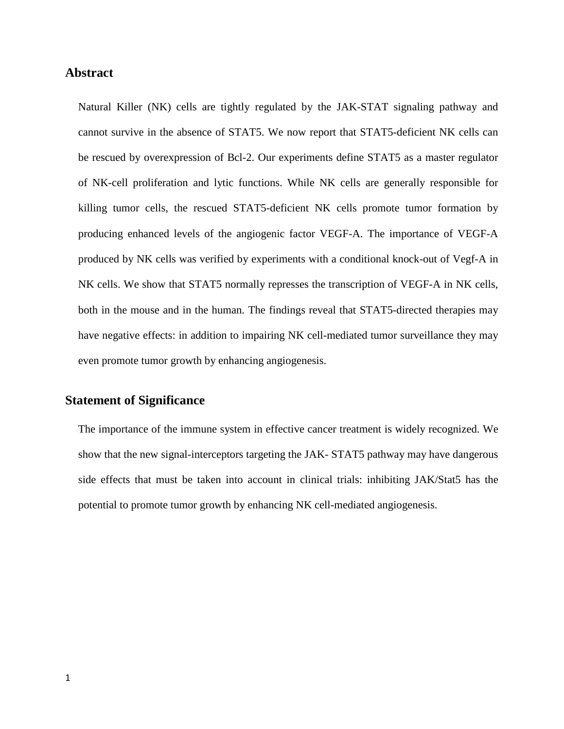## Abstract

Natural Killer (NK) cells are tightly regulated by the JAK-STAT signaling pathway and cannot survive in the absence of STAT5. We now report that STAT5-deficient NK cells can be rescued by overexpression of Bcl-2. Our experiments define STAT5 as a master regulator of NK-cell proliferation and lytic functions. While NK cells are generally responsible for killing tumor cells, the rescued STAT5-deficient NK cells promote tumor formation by producing enhanced levels of the angiogenic factor VEGF-A. The importance of VEGF-A produced by NK cells was verified by experiments with a conditional knock-out of Vegf-A in NK cells. We show that STAT5 normally represses the transcription of VEGF-A in NK cells, both in the mouse and in the human. The findings reveal that STAT5-directed therapies may have negative effects: in addition to impairing NK cell-mediated tumor surveillance they may even promote tumor growth by enhancing angiogenesis.

## Statement of Significance

The importance of the immune system in effective cancer treatment is widely recognized. We show that the new signal-interceptors targeting the JAK- STAT5 pathway may have dangerous side effects that must be taken into account in clinical trials: inhibiting JAK/Stat5 has the potential to promote tumor growth by enhancing NK cell-mediated angiogenesis.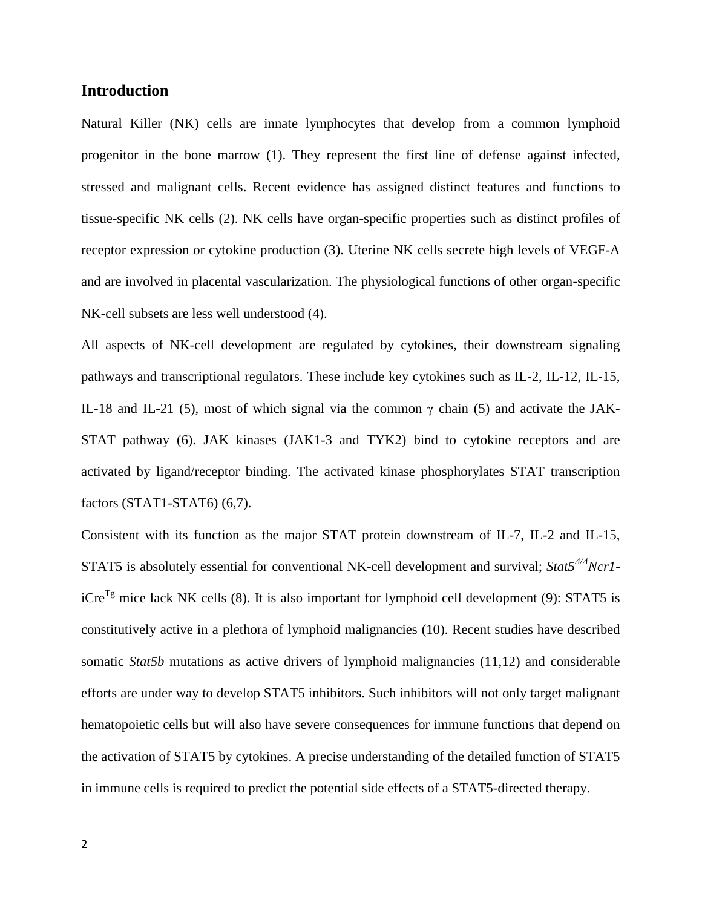## Introduction

Natural Killer (NK) cells are innate lymphocytes that develop from a common lymphoid progenitor in the bone marrow (1). They represent the first line of defense against infected, stressed and malignant cells. Recent evidence has assigned distinct features and functions to tissue-specific NK cells (2). NK cells have organ-specific properties such as distinct profiles of receptor expression or cytokine production (3). Uterine NK cells secrete high levels of VEGF-A and are involved in placental vascularization. The physiological functions of other organ-specific NK-cell subsets are less well understood (4).

All aspects of NK-cell development are regulated by cytokines, their downstream signaling pathways and transcriptional regulators. These include key cytokines such as IL-2, IL-12, IL-15, IL-18 and IL-21 (5), most of which signal via the common $\gamma$ chain (5) and activate the JAK-STAT pathway (6). JAK kinases (JAK1-3 and TYK2) bind to cytokine receptors and are activated by ligand/receptor binding. The activated kinase phosphorylates STAT transcription factors (STAT1-STAT6) (6,7).

Consistent with its function as the major STAT protein downstream of IL-7, IL-2 and IL-15, STAT5 is absolutely essential for conventional NK-cell development and survival; *Stat5*$^{\Delta/\Delta}$*Ncr1*-iCre$^{Tg}$ mice lack NK cells (8). It is also important for lymphoid cell development (9): STAT5 is constitutively active in a plethora of lymphoid malignancies (10). Recent studies have described somatic *Stat5b* mutations as active drivers of lymphoid malignancies (11,12) and considerable efforts are under way to develop STAT5 inhibitors. Such inhibitors will not only target malignant hematopoietic cells but will also have severe consequences for immune functions that depend on the activation of STAT5 by cytokines. A precise understanding of the detailed function of STAT5 in immune cells is required to predict the potential side effects of a STAT5-directed therapy.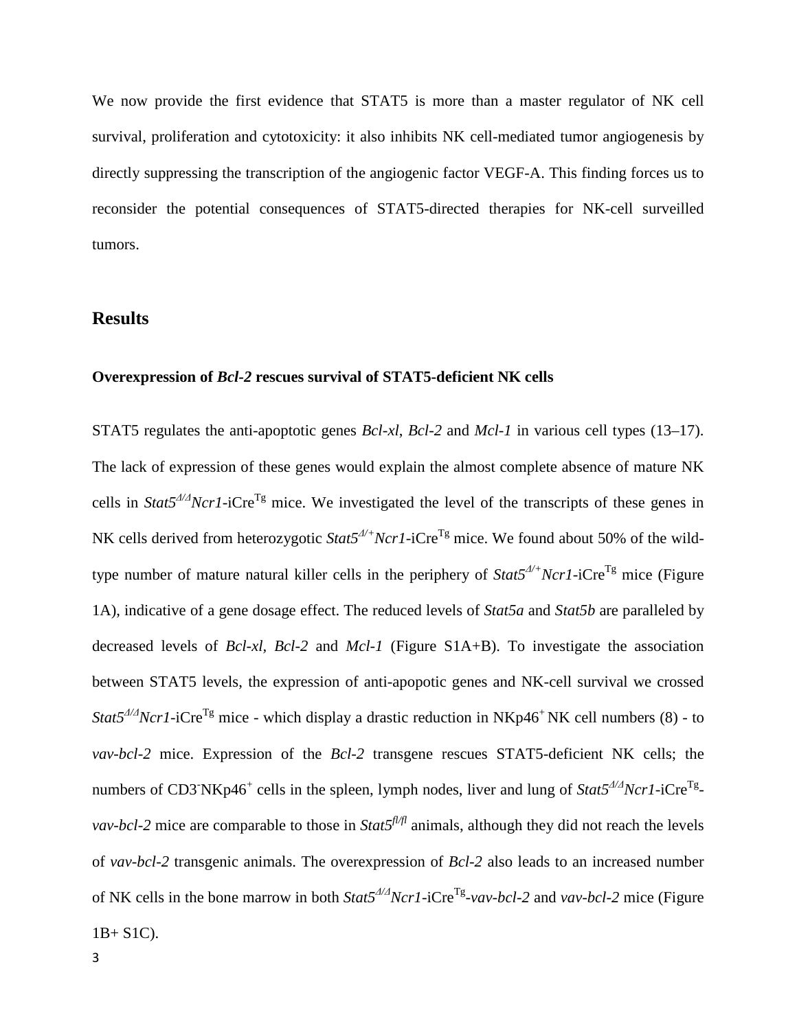We now provide the first evidence that STAT5 is more than a master regulator of NK cell survival, proliferation and cytotoxicity: it also inhibits NK cell-mediated tumor angiogenesis by directly suppressing the transcription of the angiogenic factor VEGF-A. This finding forces us to reconsider the potential consequences of STAT5-directed therapies for NK-cell surveilled tumors.

## Results

### Overexpression of *Bcl-2* rescues survival of STAT5-deficient NK cells

STAT5 regulates the anti-apoptotic genes *Bcl-xl*, *Bcl-2* and *Mcl-1* in various cell types (13–17). The lack of expression of these genes would explain the almost complete absence of mature NK cells in *Stat5*$^{\Delta/\Delta}$*Ncr1*-iCre$^{Tg}$ mice. We investigated the level of the transcripts of these genes in NK cells derived from heterozygotic *Stat5*$^{\Delta/+}$*Ncr1*-iCre$^{Tg}$ mice. We found about 50% of the wild-type number of mature natural killer cells in the periphery of *Stat5*$^{\Delta/+}$*Ncr1*-iCre$^{Tg}$ mice (Figure 1A), indicative of a gene dosage effect. The reduced levels of *Stat5a* and *Stat5b* are paralleled by decreased levels of *Bcl-xl*, *Bcl-2* and *Mcl-1* (Figure S1A+B). To investigate the association between STAT5 levels, the expression of anti-apopotic genes and NK-cell survival we crossed *Stat5*$^{\Delta/\Delta}$*Ncr1*-iCre$^{Tg}$ mice - which display a drastic reduction in NKp46$^{+}$ NK cell numbers (8) - to *vav-bcl-2* mice. Expression of the *Bcl-2* transgene rescues STAT5-deficient NK cells; the numbers of CD3$^{-}$NKp46$^{+}$ cells in the spleen, lymph nodes, liver and lung of *Stat5*$^{\Delta/\Delta}$*Ncr1*-iCre$^{Tg}$-*vav-bcl-2* mice are comparable to those in *Stat5*$^{fl/fl}$ animals, although they did not reach the levels of *vav-bcl-2* transgenic animals. The overexpression of *Bcl-2* also leads to an increased number of NK cells in the bone marrow in both *Stat5*$^{\Delta/\Delta}$*Ncr1*-iCre$^{Tg}$-*vav-bcl-2* and *vav-bcl-2* mice (Figure 1B+ S1C).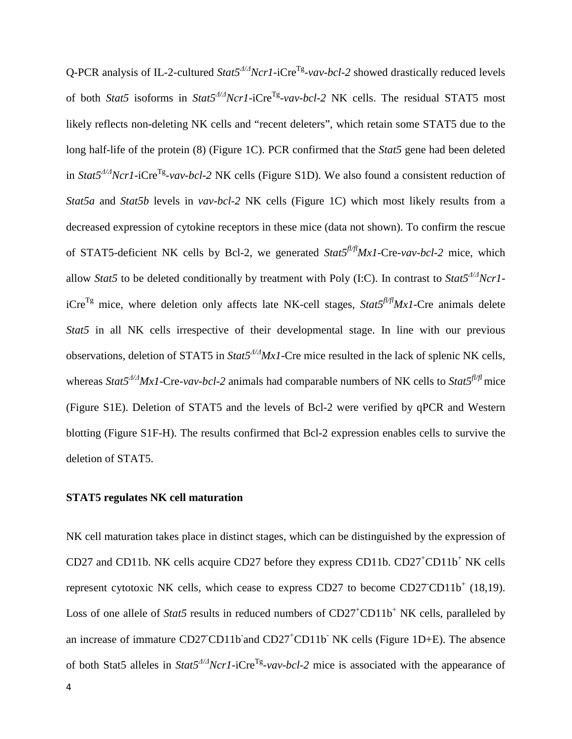Q-PCR analysis of IL-2-cultured *Stat5*$^{Δ/Δ}$*Ncr1*-iCre$^{Tg}$-*vav-bcl-2* showed drastically reduced levels of both *Stat5* isoforms in *Stat5*$^{Δ/Δ}$*Ncr1*-iCre$^{Tg}$-*vav-bcl-2* NK cells. The residual STAT5 most likely reflects non-deleting NK cells and "recent deleters", which retain some STAT5 due to the long half-life of the protein (8) (Figure 1C). PCR confirmed that the *Stat5* gene had been deleted in *Stat5*$^{Δ/Δ}$*Ncr1*-iCre$^{Tg}$-*vav-bcl-2* NK cells (Figure S1D). We also found a consistent reduction of *Stat5a* and *Stat5b* levels in *vav-bcl-2* NK cells (Figure 1C) which most likely results from a decreased expression of cytokine receptors in these mice (data not shown). To confirm the rescue of STAT5-deficient NK cells by Bcl-2, we generated *Stat5*$^{fl/fl}$*Mx1*-Cre-*vav-bcl-2* mice, which allow *Stat5* to be deleted conditionally by treatment with Poly (I:C). In contrast to *Stat5*$^{Δ/Δ}$*Ncr1*-iCre$^{Tg}$ mice, where deletion only affects late NK-cell stages, *Stat5*$^{fl/fl}$*Mx1*-Cre animals delete *Stat5* in all NK cells irrespective of their developmental stage. In line with our previous observations, deletion of STAT5 in *Stat5*$^{Δ/Δ}$*Mx1*-Cre mice resulted in the lack of splenic NK cells, whereas *Stat5*$^{Δ/Δ}$*Mx1*-Cre-*vav-bcl-2* animals had comparable numbers of NK cells to *Stat5*$^{fl/fl}$ mice (Figure S1E). Deletion of STAT5 and the levels of Bcl-2 were verified by qPCR and Western blotting (Figure S1F-H). The results confirmed that Bcl-2 expression enables cells to survive the deletion of STAT5.

**STAT5 regulates NK cell maturation**

NK cell maturation takes place in distinct stages, which can be distinguished by the expression of CD27 and CD11b. NK cells acquire CD27 before they express CD11b. $CD27^+CD11b^+$ NK cells represent cytotoxic NK cells, which cease to express CD27 to become $CD27^-CD11b^+$ (18,19). Loss of one allele of *Stat5* results in reduced numbers of $CD27^+CD11b^+$ NK cells, paralleled by an increase of immature $CD27^-CD11b^-$ and $CD27^+CD11b^-$ NK cells (Figure 1D+E). The absence of both Stat5 alleles in *Stat5*$^{Δ/Δ}$*Ncr1*-iCre$^{Tg}$-*vav-bcl-2* mice is associated with the appearance of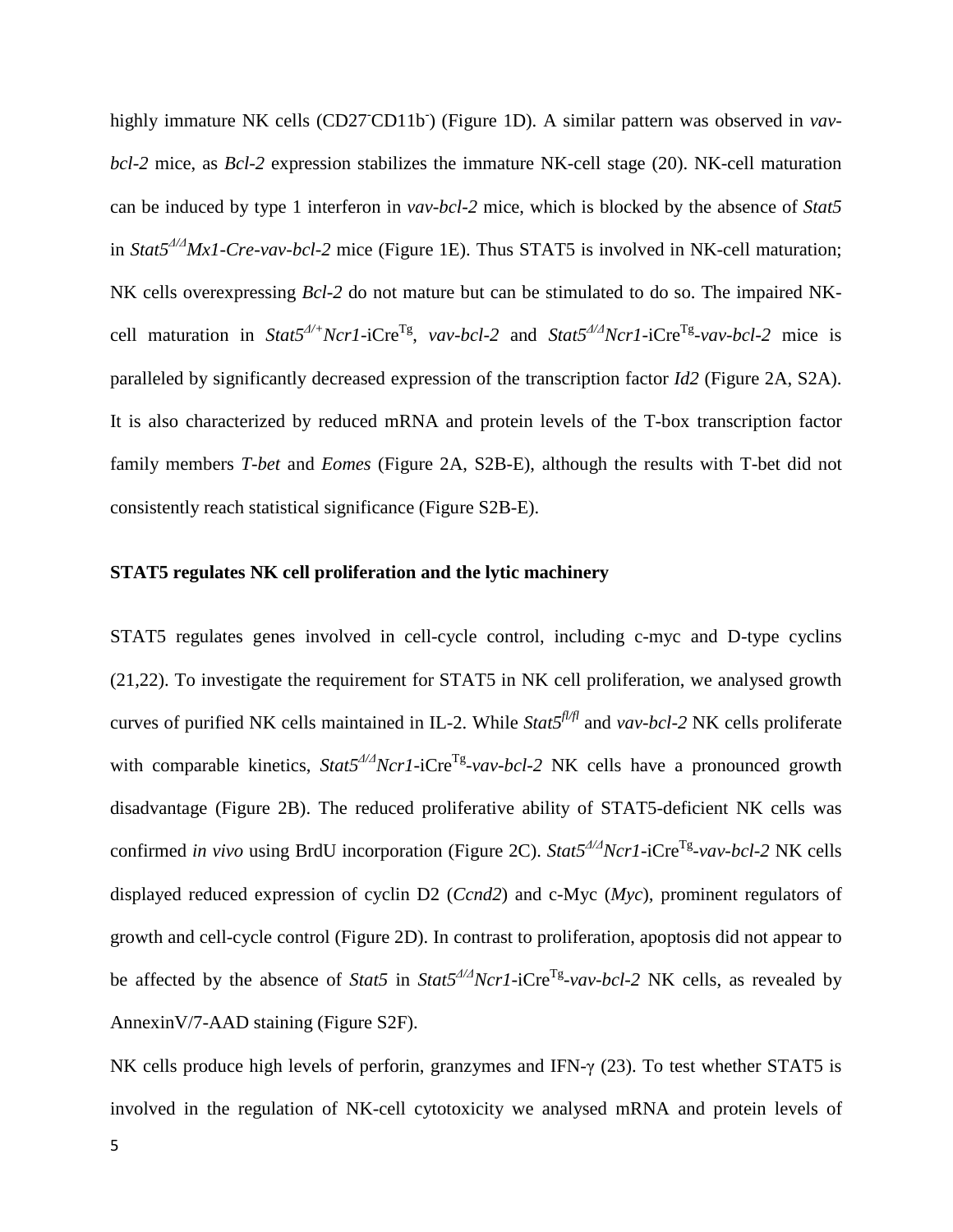highly immature NK cells (CD27$^{-}$CD11b$^{-}$) (Figure 1D). A similar pattern was observed in *vav-bcl-2* mice, as *Bcl-2* expression stabilizes the immature NK-cell stage (20). NK-cell maturation can be induced by type 1 interferon in *vav-bcl-2* mice, which is blocked by the absence of *Stat5* in *Stat5*$^{\Delta/\Delta}$*Mx1-Cre-vav-bcl-2* mice (Figure 1E). Thus STAT5 is involved in NK-cell maturation; NK cells overexpressing *Bcl-2* do not mature but can be stimulated to do so. The impaired NK-cell maturation in *Stat5*$^{\Delta/+}$*Ncr1*-iCre$^{Tg}$, *vav-bcl-2* and *Stat5*$^{\Delta/\Delta}$*Ncr1*-iCre$^{Tg}$-*vav-bcl-2* mice is paralleled by significantly decreased expression of the transcription factor *Id2* (Figure 2A, S2A). It is also characterized by reduced mRNA and protein levels of the T-box transcription factor family members *T-bet* and *Eomes* (Figure 2A, S2B-E), although the results with T-bet did not consistently reach statistical significance (Figure S2B-E).

## STAT5 regulates NK cell proliferation and the lytic machinery

STAT5 regulates genes involved in cell-cycle control, including c-myc and D-type cyclins (21,22). To investigate the requirement for STAT5 in NK cell proliferation, we analysed growth curves of purified NK cells maintained in IL-2. While *Stat5*$^{fl/fl}$ and *vav-bcl-2* NK cells proliferate with comparable kinetics, *Stat5*$^{\Delta/\Delta}$*Ncr1*-iCre$^{Tg}$-*vav-bcl-2* NK cells have a pronounced growth disadvantage (Figure 2B). The reduced proliferative ability of STAT5-deficient NK cells was confirmed *in vivo* using BrdU incorporation (Figure 2C). *Stat5*$^{\Delta/\Delta}$*Ncr1*-iCre$^{Tg}$-*vav-bcl-2* NK cells displayed reduced expression of cyclin D2 (*Ccnd2*) and c-Myc (*Myc*), prominent regulators of growth and cell-cycle control (Figure 2D). In contrast to proliferation, apoptosis did not appear to be affected by the absence of *Stat5* in *Stat5*$^{\Delta/\Delta}$*Ncr1*-iCre$^{Tg}$-*vav-bcl-2* NK cells, as revealed by AnnexinV/7-AAD staining (Figure S2F).

NK cells produce high levels of perforin, granzymes and IFN-$\gamma$ (23). To test whether STAT5 is involved in the regulation of NK-cell cytotoxicity we analysed mRNA and protein levels of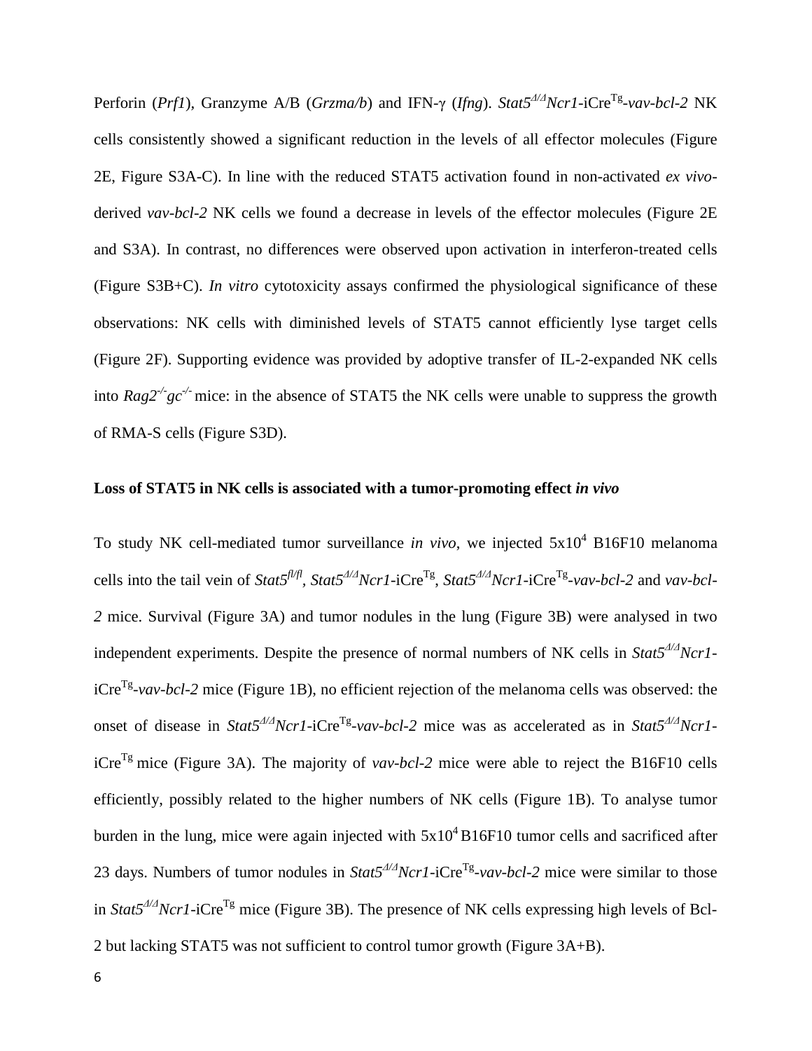Perforin (*Prf1*), Granzyme A/B (*Grzma/b*) and IFN-γ (*Ifng*). *Stat5*$^{Δ/Δ}$*Ncr1*-iCre$^{Tg}$-*vav-bcl-2* NK cells consistently showed a significant reduction in the levels of all effector molecules (Figure 2E, Figure S3A-C). In line with the reduced STAT5 activation found in non-activated *ex vivo*-derived *vav-bcl-2* NK cells we found a decrease in levels of the effector molecules (Figure 2E and S3A). In contrast, no differences were observed upon activation in interferon-treated cells (Figure S3B+C). *In vitro* cytotoxicity assays confirmed the physiological significance of these observations: NK cells with diminished levels of STAT5 cannot efficiently lyse target cells (Figure 2F). Supporting evidence was provided by adoptive transfer of IL-2-expanded NK cells into *Rag2*$^{-/-}$*gc*$^{-/-}$ mice: in the absence of STAT5 the NK cells were unable to suppress the growth of RMA-S cells (Figure S3D).

**Loss of STAT5 in NK cells is associated with a tumor-promoting effect *in vivo***

To study NK cell-mediated tumor surveillance *in vivo*, we injected $5x10^4$ B16F10 melanoma cells into the tail vein of *Stat5*$^{fl/fl}$, *Stat5*$^{Δ/Δ}$*Ncr1*-iCre$^{Tg}$, *Stat5*$^{Δ/Δ}$*Ncr1*-iCre$^{Tg}$-*vav-bcl-2* and *vav-bcl-2* mice. Survival (Figure 3A) and tumor nodules in the lung (Figure 3B) were analysed in two independent experiments. Despite the presence of normal numbers of NK cells in *Stat5*$^{Δ/Δ}$*Ncr1*-iCre$^{Tg}$-*vav-bcl-2* mice (Figure 1B), no efficient rejection of the melanoma cells was observed: the onset of disease in *Stat5*$^{Δ/Δ}$*Ncr1*-iCre$^{Tg}$-*vav-bcl-2* mice was as accelerated as in *Stat5*$^{Δ/Δ}$*Ncr1*-iCre$^{Tg}$ mice (Figure 3A). The majority of *vav-bcl-2* mice were able to reject the B16F10 cells efficiently, possibly related to the higher numbers of NK cells (Figure 1B). To analyse tumor burden in the lung, mice were again injected with $5x10^4$ B16F10 tumor cells and sacrificed after 23 days. Numbers of tumor nodules in *Stat5*$^{Δ/Δ}$*Ncr1*-iCre$^{Tg}$-*vav-bcl-2* mice were similar to those in *Stat5*$^{Δ/Δ}$*Ncr1*-iCre$^{Tg}$ mice (Figure 3B). The presence of NK cells expressing high levels of Bcl-2 but lacking STAT5 was not sufficient to control tumor growth (Figure 3A+B).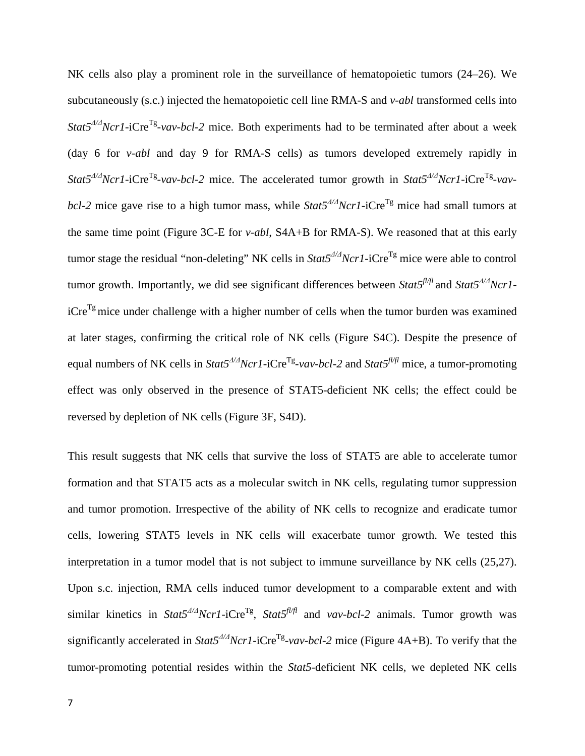NK cells also play a prominent role in the surveillance of hematopoietic tumors (24–26). We subcutaneously (s.c.) injected the hematopoietic cell line RMA-S and *v-abl* transformed cells into *Stat5$^{\Delta/\Delta}$Ncr1*-iCre$^{Tg}$-*vav-bcl-2* mice. Both experiments had to be terminated after about a week (day 6 for *v-abl* and day 9 for RMA-S cells) as tumors developed extremely rapidly in *Stat5$^{\Delta/\Delta}$Ncr1*-iCre$^{Tg}$-*vav-bcl-2* mice. The accelerated tumor growth in *Stat5$^{\Delta/\Delta}$Ncr1*-iCre$^{Tg}$-*vav-bcl-2* mice gave rise to a high tumor mass, while *Stat5$^{\Delta/\Delta}$Ncr1*-iCre$^{Tg}$ mice had small tumors at the same time point (Figure 3C-E for *v-abl*, S4A+B for RMA-S). We reasoned that at this early tumor stage the residual "non-deleting" NK cells in *Stat5$^{\Delta/\Delta}$Ncr1*-iCre$^{Tg}$ mice were able to control tumor growth. Importantly, we did see significant differences between *Stat5$^{fl/fl}$* and *Stat5$^{\Delta/\Delta}$Ncr1*-iCre$^{Tg}$ mice under challenge with a higher number of cells when the tumor burden was examined at later stages, confirming the critical role of NK cells (Figure S4C). Despite the presence of equal numbers of NK cells in *Stat5$^{\Delta/\Delta}$Ncr1*-iCre$^{Tg}$-*vav-bcl-2* and *Stat5$^{fl/fl}$* mice, a tumor-promoting effect was only observed in the presence of STAT5-deficient NK cells; the effect could be reversed by depletion of NK cells (Figure 3F, S4D).

This result suggests that NK cells that survive the loss of STAT5 are able to accelerate tumor formation and that STAT5 acts as a molecular switch in NK cells, regulating tumor suppression and tumor promotion. Irrespective of the ability of NK cells to recognize and eradicate tumor cells, lowering STAT5 levels in NK cells will exacerbate tumor growth. We tested this interpretation in a tumor model that is not subject to immune surveillance by NK cells (25,27). Upon s.c. injection, RMA cells induced tumor development to a comparable extent and with similar kinetics in *Stat5$^{\Delta/\Delta}$Ncr1*-iCre$^{Tg}$, *Stat5$^{fl/fl}$* and *vav-bcl-2* animals. Tumor growth was significantly accelerated in *Stat5$^{\Delta/\Delta}$Ncr1*-iCre$^{Tg}$-*vav-bcl-2* mice (Figure 4A+B). To verify that the tumor-promoting potential resides within the *Stat5*-deficient NK cells, we depleted NK cells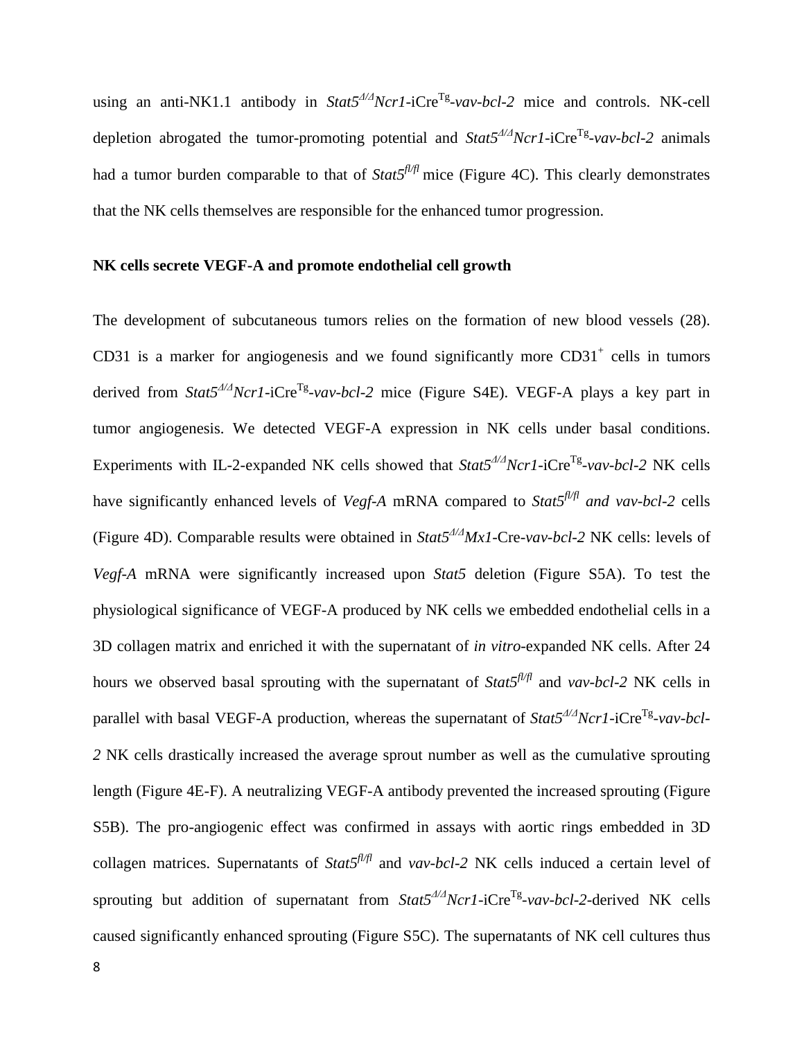using an anti-NK1.1 antibody in *Stat5*$^{Δ/Δ}$*Ncr1*-iCre$^{Tg}$-*vav-bcl-2* mice and controls. NK-cell depletion abrogated the tumor-promoting potential and *Stat5*$^{Δ/Δ}$*Ncr1*-iCre$^{Tg}$-*vav-bcl-2* animals had a tumor burden comparable to that of *Stat5*$^{fl/fl}$ mice (Figure 4C). This clearly demonstrates that the NK cells themselves are responsible for the enhanced tumor progression.

**NK cells secrete VEGF-A and promote endothelial cell growth**

The development of subcutaneous tumors relies on the formation of new blood vessels (28). CD31 is a marker for angiogenesis and we found significantly more CD31$^{+}$ cells in tumors derived from *Stat5*$^{Δ/Δ}$*Ncr1*-iCre$^{Tg}$-*vav-bcl-2* mice (Figure S4E). VEGF-A plays a key part in tumor angiogenesis. We detected VEGF-A expression in NK cells under basal conditions. Experiments with IL-2-expanded NK cells showed that *Stat5*$^{Δ/Δ}$*Ncr1*-iCre$^{Tg}$-*vav-bcl-2* NK cells have significantly enhanced levels of *Vegf-A* mRNA compared to *Stat5*$^{fl/fl}$ *and vav-bcl-2* cells (Figure 4D). Comparable results were obtained in *Stat5*$^{Δ/Δ}$*Mx1*-Cre-*vav-bcl-2* NK cells: levels of *Vegf-A* mRNA were significantly increased upon *Stat5* deletion (Figure S5A). To test the physiological significance of VEGF-A produced by NK cells we embedded endothelial cells in a 3D collagen matrix and enriched it with the supernatant of *in vitro*-expanded NK cells. After 24 hours we observed basal sprouting with the supernatant of *Stat5*$^{fl/fl}$ and *vav-bcl-2* NK cells in parallel with basal VEGF-A production, whereas the supernatant of *Stat5*$^{Δ/Δ}$*Ncr1*-iCre$^{Tg}$-*vav-bcl-2* NK cells drastically increased the average sprout number as well as the cumulative sprouting length (Figure 4E-F). A neutralizing VEGF-A antibody prevented the increased sprouting (Figure S5B). The pro-angiogenic effect was confirmed in assays with aortic rings embedded in 3D collagen matrices. Supernatants of *Stat5*$^{fl/fl}$ and *vav-bcl-2* NK cells induced a certain level of sprouting but addition of supernatant from *Stat5*$^{Δ/Δ}$*Ncr1*-iCre$^{Tg}$-*vav-bcl-2*-derived NK cells caused significantly enhanced sprouting (Figure S5C). The supernatants of NK cell cultures thus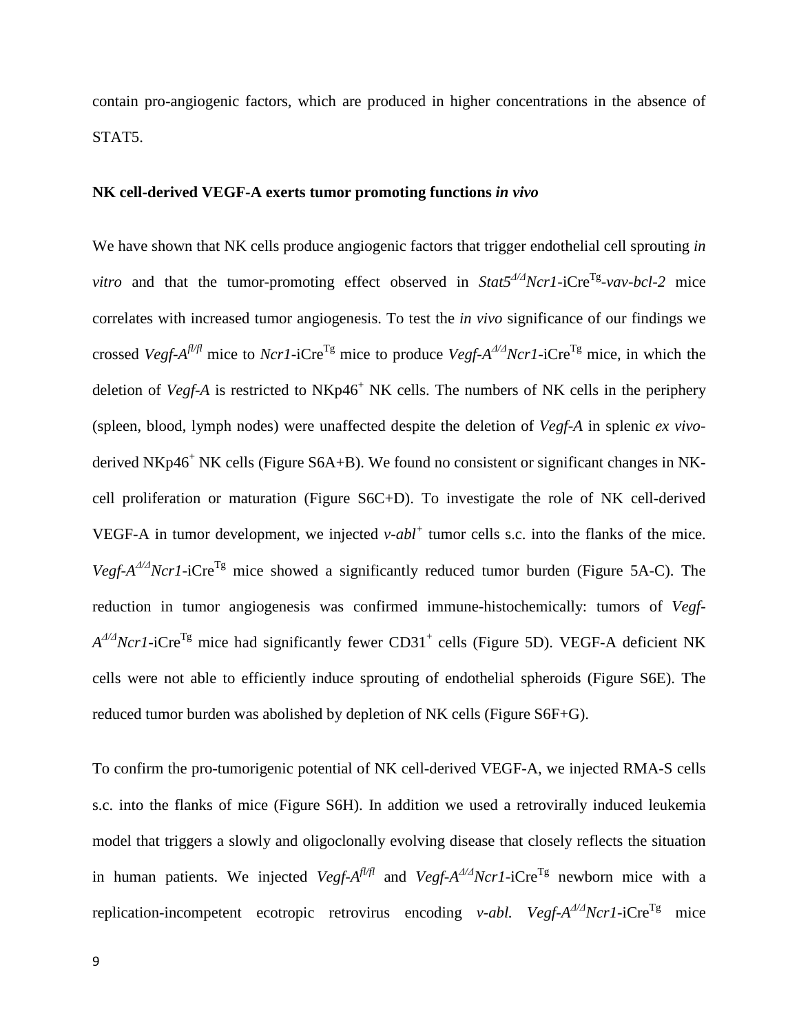contain pro-angiogenic factors, which are produced in higher concentrations in the absence of STAT5.

**NK cell-derived VEGF-A exerts tumor promoting functions *in vivo***

We have shown that NK cells produce angiogenic factors that trigger endothelial cell sprouting *in vitro* and that the tumor-promoting effect observed in *Stat5*$^{\Delta/\Delta}$*Ncr1*-iCre$^{Tg}$-*vav-bcl-2* mice correlates with increased tumor angiogenesis. To test the *in vivo* significance of our findings we crossed *Vegf-A*$^{fl/fl}$ mice to *Ncr1*-iCre$^{Tg}$ mice to produce *Vegf-A*$^{\Delta/\Delta}$*Ncr1*-iCre$^{Tg}$ mice, in which the deletion of *Vegf-A* is restricted to NKp46$^{+}$ NK cells. The numbers of NK cells in the periphery (spleen, blood, lymph nodes) were unaffected despite the deletion of *Vegf-A* in splenic *ex vivo*-derived NKp46$^{+}$ NK cells (Figure S6A+B). We found no consistent or significant changes in NK-cell proliferation or maturation (Figure S6C+D). To investigate the role of NK cell-derived VEGF-A in tumor development, we injected *v-abl*$^{+}$ tumor cells s.c. into the flanks of the mice. *Vegf-A*$^{\Delta/\Delta}$*Ncr1*-iCre$^{Tg}$ mice showed a significantly reduced tumor burden (Figure 5A-C). The reduction in tumor angiogenesis was confirmed immune-histochemically: tumors of *Vegf-A*$^{\Delta/\Delta}$*Ncr1*-iCre$^{Tg}$ mice had significantly fewer CD31$^{+}$ cells (Figure 5D). VEGF-A deficient NK cells were not able to efficiently induce sprouting of endothelial spheroids (Figure S6E). The reduced tumor burden was abolished by depletion of NK cells (Figure S6F+G).

To confirm the pro-tumorigenic potential of NK cell-derived VEGF-A, we injected RMA-S cells s.c. into the flanks of mice (Figure S6H). In addition we used a retrovirally induced leukemia model that triggers a slowly and oligoclonally evolving disease that closely reflects the situation in human patients. We injected *Vegf-A*$^{fl/fl}$ and *Vegf-A*$^{\Delta/\Delta}$*Ncr1*-iCre$^{Tg}$ newborn mice with a replication-incompetent ecotropic retrovirus encoding *v-abl. Vegf-A*$^{\Delta/\Delta}$*Ncr1*-iCre$^{Tg}$ mice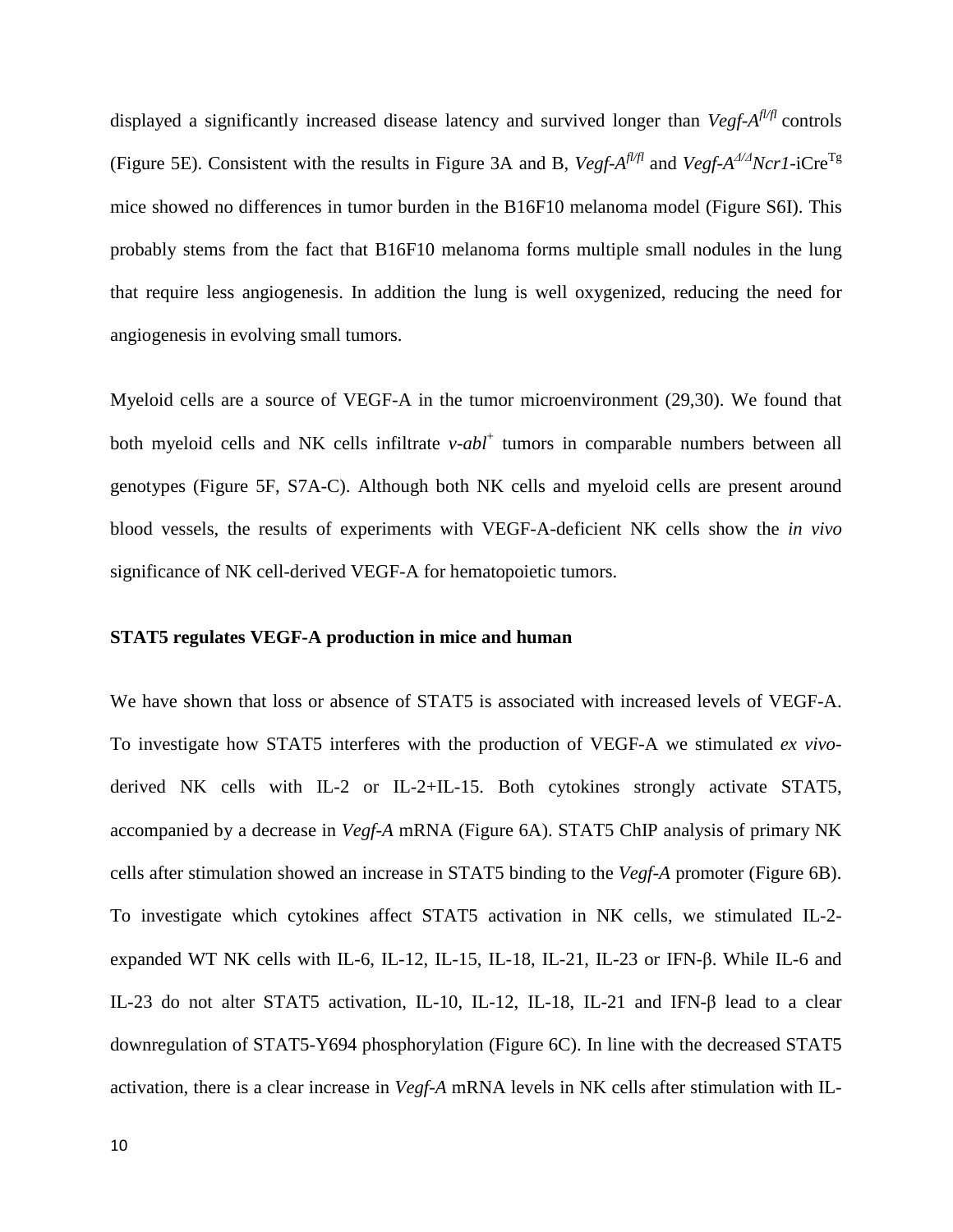displayed a significantly increased disease latency and survived longer than *Vegf-A*$^{fl/fl}$ controls (Figure 5E). Consistent with the results in Figure 3A and B, *Vegf-A*$^{fl/fl}$ and *Vegf-A*$^{\Delta/\Delta}$*Ncr1*-iCre$^{Tg}$ mice showed no differences in tumor burden in the B16F10 melanoma model (Figure S6I). This probably stems from the fact that B16F10 melanoma forms multiple small nodules in the lung that require less angiogenesis. In addition the lung is well oxygenized, reducing the need for angiogenesis in evolving small tumors.

Myeloid cells are a source of VEGF-A in the tumor microenvironment (29,30). We found that both myeloid cells and NK cells infiltrate *v-abl*$^{+}$ tumors in comparable numbers between all genotypes (Figure 5F, S7A-C). Although both NK cells and myeloid cells are present around blood vessels, the results of experiments with VEGF-A-deficient NK cells show the *in vivo* significance of NK cell-derived VEGF-A for hematopoietic tumors.

**STAT5 regulates VEGF-A production in mice and human**

We have shown that loss or absence of STAT5 is associated with increased levels of VEGF-A. To investigate how STAT5 interferes with the production of VEGF-A we stimulated *ex vivo*-derived NK cells with IL-2 or IL-2+IL-15. Both cytokines strongly activate STAT5, accompanied by a decrease in *Vegf-A* mRNA (Figure 6A). STAT5 ChIP analysis of primary NK cells after stimulation showed an increase in STAT5 binding to the *Vegf-A* promoter (Figure 6B). To investigate which cytokines affect STAT5 activation in NK cells, we stimulated IL-2-expanded WT NK cells with IL-6, IL-12, IL-15, IL-18, IL-21, IL-23 or IFN-β. While IL-6 and IL-23 do not alter STAT5 activation, IL-10, IL-12, IL-18, IL-21 and IFN-β lead to a clear downregulation of STAT5-Y694 phosphorylation (Figure 6C). In line with the decreased STAT5 activation, there is a clear increase in *Vegf-A* mRNA levels in NK cells after stimulation with IL-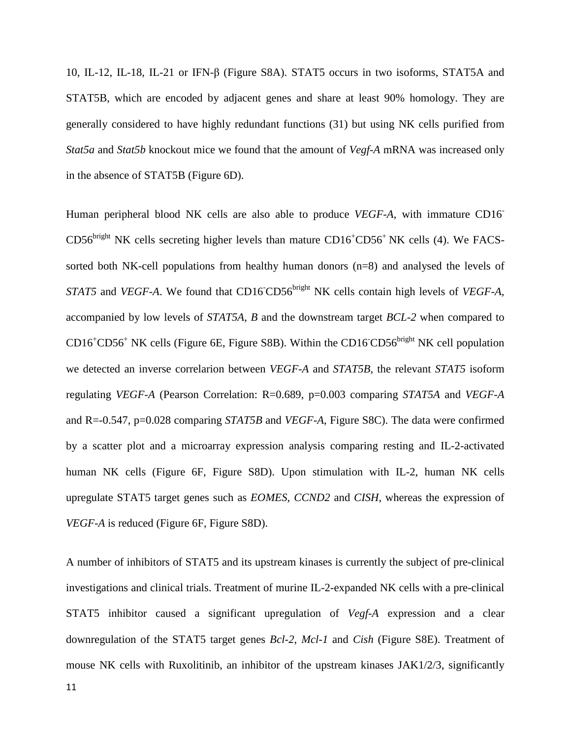10, IL-12, IL-18, IL-21 or IFN-β (Figure S8A). STAT5 occurs in two isoforms, STAT5A and STAT5B, which are encoded by adjacent genes and share at least 90% homology. They are generally considered to have highly redundant functions (31) but using NK cells purified from *Stat5a* and *Stat5b* knockout mice we found that the amount of *Vegf-A* mRNA was increased only in the absence of STAT5B (Figure 6D).

Human peripheral blood NK cells are also able to produce *VEGF-A*, with immature $CD16^{-}$ $CD56^{bright}$ NK cells secreting higher levels than mature $CD16^{+}CD56^{+}$ NK cells (4). We FACS-sorted both NK-cell populations from healthy human donors (n=8) and analysed the levels of *STAT5* and *VEGF-A*. We found that $CD16^{-}CD56^{bright}$ NK cells contain high levels of *VEGF-A*, accompanied by low levels of *STAT5A*, *B* and the downstream target *BCL-2* when compared to $CD16^{+}CD56^{+}$ NK cells (Figure 6E, Figure S8B). Within the $CD16^{-}CD56^{bright}$ NK cell population we detected an inverse correlarion between *VEGF-A* and *STAT5B*, the relevant *STAT5* isoform regulating *VEGF-A* (Pearson Correlation: R=0.689, p=0.003 comparing *STAT5A* and *VEGF-A* and R=-0.547, p=0.028 comparing *STAT5B* and *VEGF-A*, Figure S8C). The data were confirmed by a scatter plot and a microarray expression analysis comparing resting and IL-2-activated human NK cells (Figure 6F, Figure S8D). Upon stimulation with IL-2, human NK cells upregulate STAT5 target genes such as *EOMES*, *CCND2* and *CISH*, whereas the expression of *VEGF-A* is reduced (Figure 6F, Figure S8D).

A number of inhibitors of STAT5 and its upstream kinases is currently the subject of pre-clinical investigations and clinical trials. Treatment of murine IL-2-expanded NK cells with a pre-clinical STAT5 inhibitor caused a significant upregulation of *Vegf-A* expression and a clear downregulation of the STAT5 target genes *Bcl-2*, *Mcl-1* and *Cish* (Figure S8E). Treatment of mouse NK cells with Ruxolitinib, an inhibitor of the upstream kinases JAK1/2/3, significantly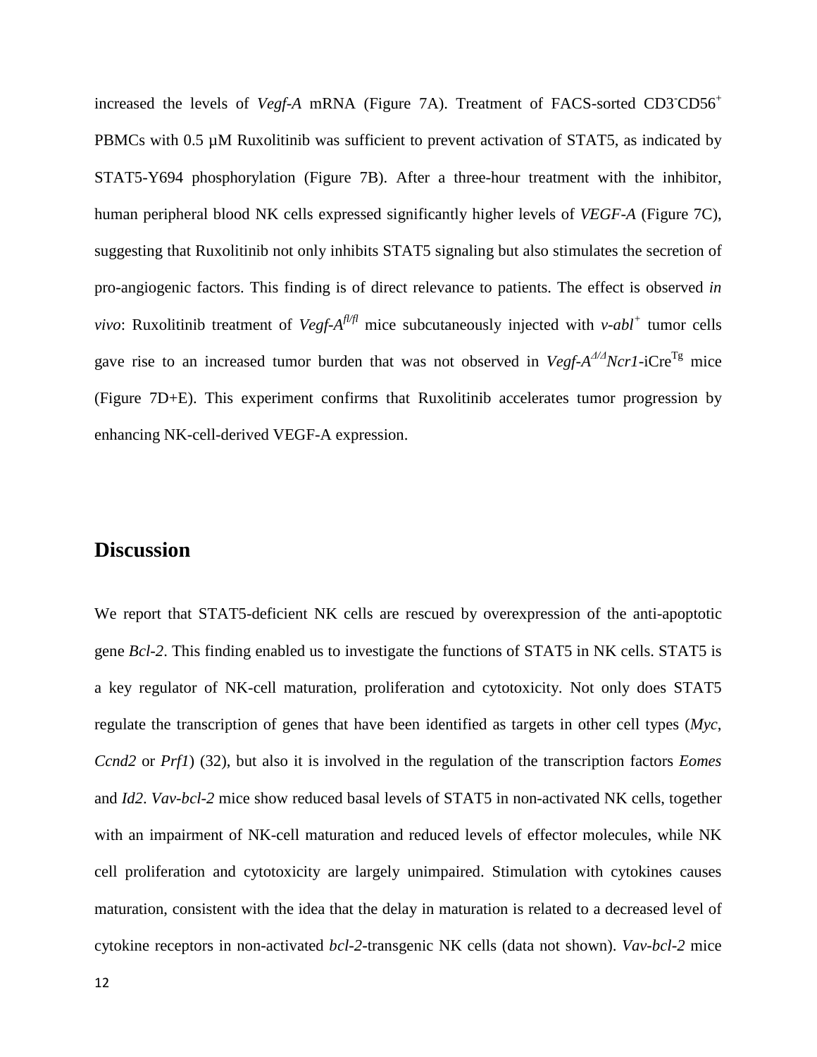increased the levels of *Vegf-A* mRNA (Figure 7A). Treatment of FACS-sorted $CD3^{-}CD56^{+}$ PBMCs with 0.5 µM Ruxolitinib was sufficient to prevent activation of STAT5, as indicated by STAT5-Y694 phosphorylation (Figure 7B). After a three-hour treatment with the inhibitor, human peripheral blood NK cells expressed significantly higher levels of *VEGF-A* (Figure 7C), suggesting that Ruxolitinib not only inhibits STAT5 signaling but also stimulates the secretion of pro-angiogenic factors. This finding is of direct relevance to patients. The effect is observed *in vivo*: Ruxolitinib treatment of *Vegf-A*$^{fl/fl}$ mice subcutaneously injected with *v-abl*$^{+}$ tumor cells gave rise to an increased tumor burden that was not observed in *Vegf-A*$^{\Delta/\Delta}$*Ncr1*-iCre$^{Tg}$ mice (Figure 7D+E). This experiment confirms that Ruxolitinib accelerates tumor progression by enhancing NK-cell-derived VEGF-A expression.

## Discussion

We report that STAT5-deficient NK cells are rescued by overexpression of the anti-apoptotic gene *Bcl-2*. This finding enabled us to investigate the functions of STAT5 in NK cells. STAT5 is a key regulator of NK-cell maturation, proliferation and cytotoxicity. Not only does STAT5 regulate the transcription of genes that have been identified as targets in other cell types (*Myc*, *Ccnd2* or *Prf1*) (32), but also it is involved in the regulation of the transcription factors *Eomes* and *Id2*. *Vav-bcl-2* mice show reduced basal levels of STAT5 in non-activated NK cells, together with an impairment of NK-cell maturation and reduced levels of effector molecules, while NK cell proliferation and cytotoxicity are largely unimpaired. Stimulation with cytokines causes maturation, consistent with the idea that the delay in maturation is related to a decreased level of cytokine receptors in non-activated *bcl-2*-transgenic NK cells (data not shown). *Vav-bcl-2* mice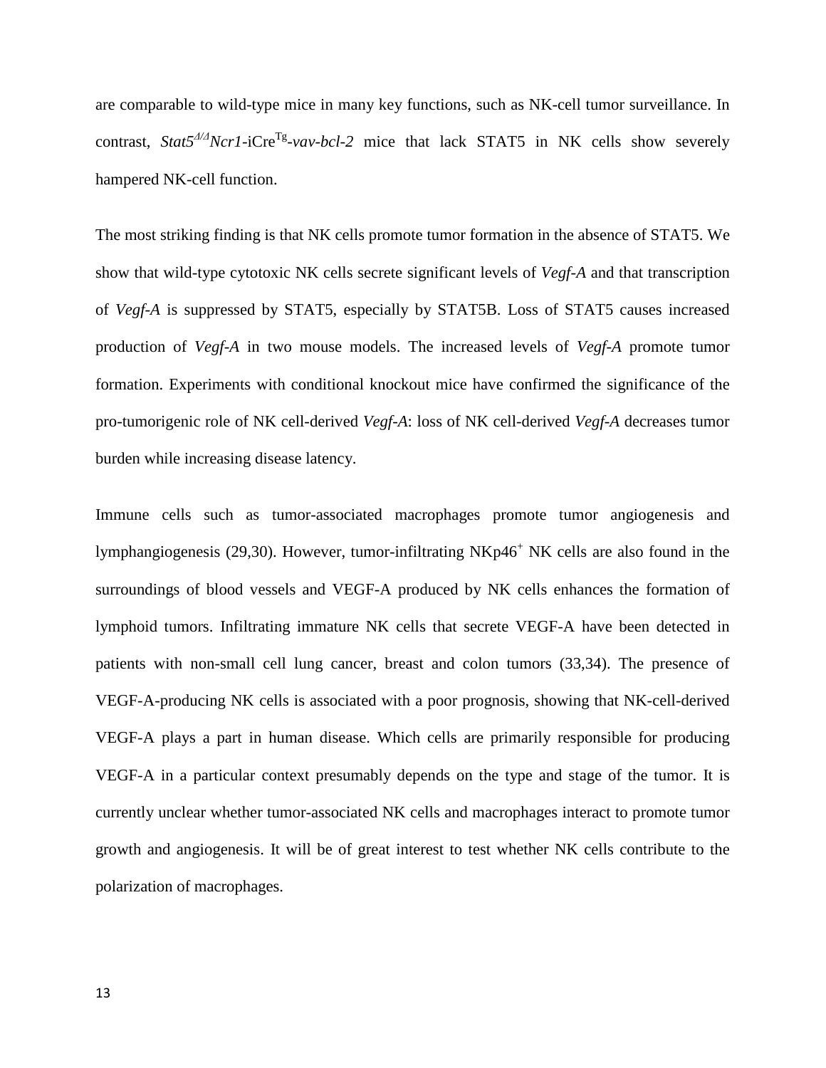are comparable to wild-type mice in many key functions, such as NK-cell tumor surveillance. In contrast, *Stat5*$^{\Delta/\Delta}$*Ncr1*-iCre$^{Tg}$-*vav-bcl-2* mice that lack STAT5 in NK cells show severely hampered NK-cell function.

The most striking finding is that NK cells promote tumor formation in the absence of STAT5. We show that wild-type cytotoxic NK cells secrete significant levels of *Vegf-A* and that transcription of *Vegf-A* is suppressed by STAT5, especially by STAT5B. Loss of STAT5 causes increased production of *Vegf-A* in two mouse models. The increased levels of *Vegf-A* promote tumor formation. Experiments with conditional knockout mice have confirmed the significance of the pro-tumorigenic role of NK cell-derived *Vegf-A*: loss of NK cell-derived *Vegf-A* decreases tumor burden while increasing disease latency.

Immune cells such as tumor-associated macrophages promote tumor angiogenesis and lymphangiogenesis (29,30). However, tumor-infiltrating NKp46$^{+}$ NK cells are also found in the surroundings of blood vessels and VEGF-A produced by NK cells enhances the formation of lymphoid tumors. Infiltrating immature NK cells that secrete VEGF-A have been detected in patients with non-small cell lung cancer, breast and colon tumors (33,34). The presence of VEGF-A-producing NK cells is associated with a poor prognosis, showing that NK-cell-derived VEGF-A plays a part in human disease. Which cells are primarily responsible for producing VEGF-A in a particular context presumably depends on the type and stage of the tumor. It is currently unclear whether tumor-associated NK cells and macrophages interact to promote tumor growth and angiogenesis. It will be of great interest to test whether NK cells contribute to the polarization of macrophages.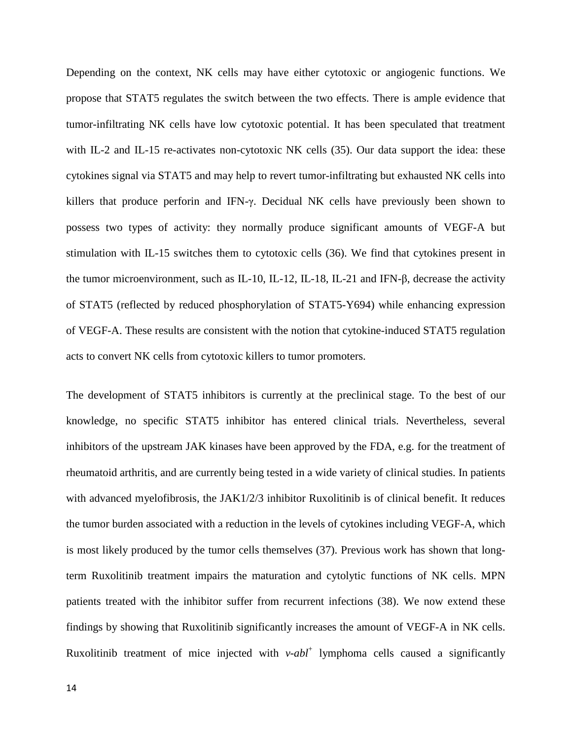Depending on the context, NK cells may have either cytotoxic or angiogenic functions. We propose that STAT5 regulates the switch between the two effects. There is ample evidence that tumor-infiltrating NK cells have low cytotoxic potential. It has been speculated that treatment with IL-2 and IL-15 re-activates non-cytotoxic NK cells (35). Our data support the idea: these cytokines signal via STAT5 and may help to revert tumor-infiltrating but exhausted NK cells into killers that produce perforin and IFN-γ. Decidual NK cells have previously been shown to possess two types of activity: they normally produce significant amounts of VEGF-A but stimulation with IL-15 switches them to cytotoxic cells (36). We find that cytokines present in the tumor microenvironment, such as IL-10, IL-12, IL-18, IL-21 and IFN-β, decrease the activity of STAT5 (reflected by reduced phosphorylation of STAT5-Y694) while enhancing expression of VEGF-A. These results are consistent with the notion that cytokine-induced STAT5 regulation acts to convert NK cells from cytotoxic killers to tumor promoters.

The development of STAT5 inhibitors is currently at the preclinical stage. To the best of our knowledge, no specific STAT5 inhibitor has entered clinical trials. Nevertheless, several inhibitors of the upstream JAK kinases have been approved by the FDA, e.g. for the treatment of rheumatoid arthritis, and are currently being tested in a wide variety of clinical studies. In patients with advanced myelofibrosis, the JAK1/2/3 inhibitor Ruxolitinib is of clinical benefit. It reduces the tumor burden associated with a reduction in the levels of cytokines including VEGF-A, which is most likely produced by the tumor cells themselves (37). Previous work has shown that long-term Ruxolitinib treatment impairs the maturation and cytolytic functions of NK cells. MPN patients treated with the inhibitor suffer from recurrent infections (38). We now extend these findings by showing that Ruxolitinib significantly increases the amount of VEGF-A in NK cells. Ruxolitinib treatment of mice injected with *v-abl*$^{+}$ lymphoma cells caused a significantly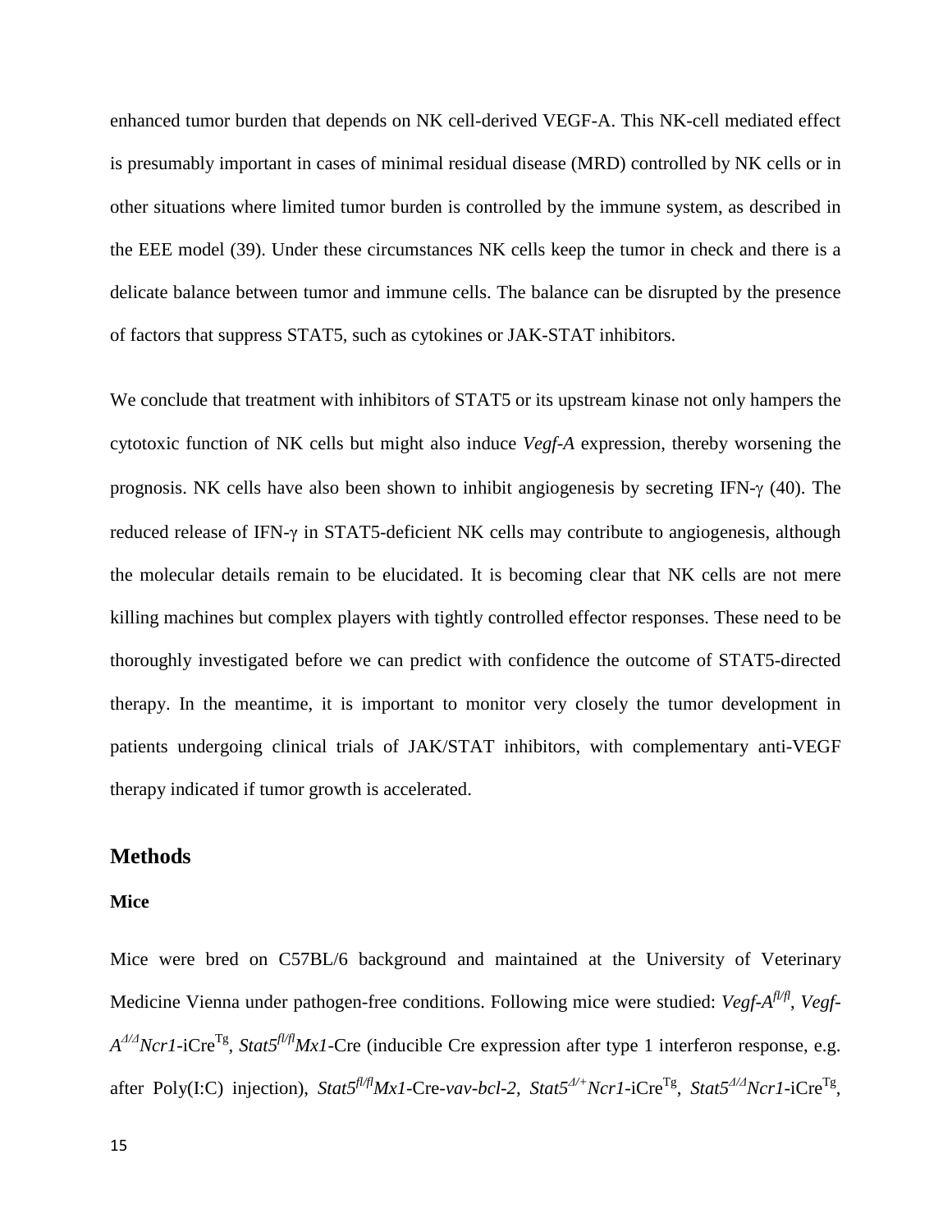enhanced tumor burden that depends on NK cell-derived VEGF-A. This NK-cell mediated effect is presumably important in cases of minimal residual disease (MRD) controlled by NK cells or in other situations where limited tumor burden is controlled by the immune system, as described in the EEE model (39). Under these circumstances NK cells keep the tumor in check and there is a delicate balance between tumor and immune cells. The balance can be disrupted by the presence of factors that suppress STAT5, such as cytokines or JAK-STAT inhibitors.

We conclude that treatment with inhibitors of STAT5 or its upstream kinase not only hampers the cytotoxic function of NK cells but might also induce *Vegf-A* expression, thereby worsening the prognosis. NK cells have also been shown to inhibit angiogenesis by secreting IFN-$\gamma$ (40). The reduced release of IFN-$\gamma$ in STAT5-deficient NK cells may contribute to angiogenesis, although the molecular details remain to be elucidated. It is becoming clear that NK cells are not mere killing machines but complex players with tightly controlled effector responses. These need to be thoroughly investigated before we can predict with confidence the outcome of STAT5-directed therapy. In the meantime, it is important to monitor very closely the tumor development in patients undergoing clinical trials of JAK/STAT inhibitors, with complementary anti-VEGF therapy indicated if tumor growth is accelerated.

## Methods

### Mice

Mice were bred on C57BL/6 background and maintained at the University of Veterinary Medicine Vienna under pathogen-free conditions. Following mice were studied: *Vegf-A*$^{fl/fl}$, *Vegf-A*$^{\Delta/\Delta}$*Ncr1*-iCre$^{Tg}$, *Stat5*$^{fl/fl}$*Mx1*-Cre (inducible Cre expression after type 1 interferon response, e.g. after Poly(I:C) injection), *Stat5*$^{fl/fl}$*Mx1*-Cre-*vav-bcl-2*, *Stat5*$^{\Delta/+}$*Ncr1*-iCre$^{Tg}$, *Stat5*$^{\Delta/\Delta}$*Ncr1*-iCre$^{Tg}$,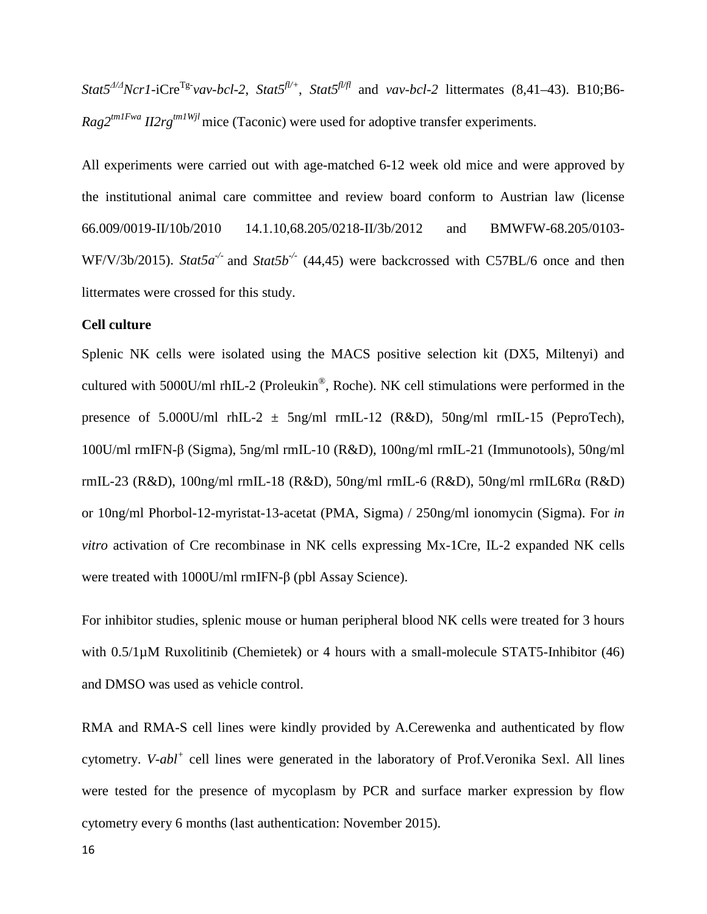*Stat5*$^{\Delta/\Delta}$*Ncr1*-iCre$^{Tg}$-*vav-bcl-2*, *Stat5*$^{fl/+}$, *Stat5*$^{fl/fl}$ and *vav-bcl-2* littermates (8,41–43). B10;B6-*Rag2*$^{tm1Fwa}$ *II2rg*$^{tm1Wjl}$ mice (Taconic) were used for adoptive transfer experiments.

All experiments were carried out with age-matched 6-12 week old mice and were approved by the institutional animal care committee and review board conform to Austrian law (license 66.009/0019-II/10b/2010 14.1.10,68.205/0218-II/3b/2012 and BMWFW-68.205/0103-WF/V/3b/2015). *Stat5a*$^{-/-}$ and *Stat5b*$^{-/-}$ (44,45) were backcrossed with C57BL/6 once and then littermates were crossed for this study.

**Cell culture**

Splenic NK cells were isolated using the MACS positive selection kit (DX5, Miltenyi) and cultured with 5000U/ml rhIL-2 (Proleukin®, Roche). NK cell stimulations were performed in the presence of 5.000U/ml rhIL-2 ± 5ng/ml rmIL-12 (R&D), 50ng/ml rmIL-15 (PeproTech), 100U/ml rmIFN-β (Sigma), 5ng/ml rmIL-10 (R&D), 100ng/ml rmIL-21 (Immunotools), 50ng/ml rmIL-23 (R&D), 100ng/ml rmIL-18 (R&D), 50ng/ml rmIL-6 (R&D), 50ng/ml rmIL6Rα (R&D) or 10ng/ml Phorbol-12-myristat-13-acetat (PMA, Sigma) / 250ng/ml ionomycin (Sigma). For *in vitro* activation of Cre recombinase in NK cells expressing Mx-1Cre, IL-2 expanded NK cells were treated with 1000U/ml rmIFN-β (pbl Assay Science).

For inhibitor studies, splenic mouse or human peripheral blood NK cells were treated for 3 hours with 0.5/1µM Ruxolitinib (Chemietek) or 4 hours with a small-molecule STAT5-Inhibitor (46) and DMSO was used as vehicle control.

RMA and RMA-S cell lines were kindly provided by A.Cerewenka and authenticated by flow cytometry. *V-abl*$^{+}$ cell lines were generated in the laboratory of Prof.Veronika Sexl. All lines were tested for the presence of mycoplasm by PCR and surface marker expression by flow cytometry every 6 months (last authentication: November 2015).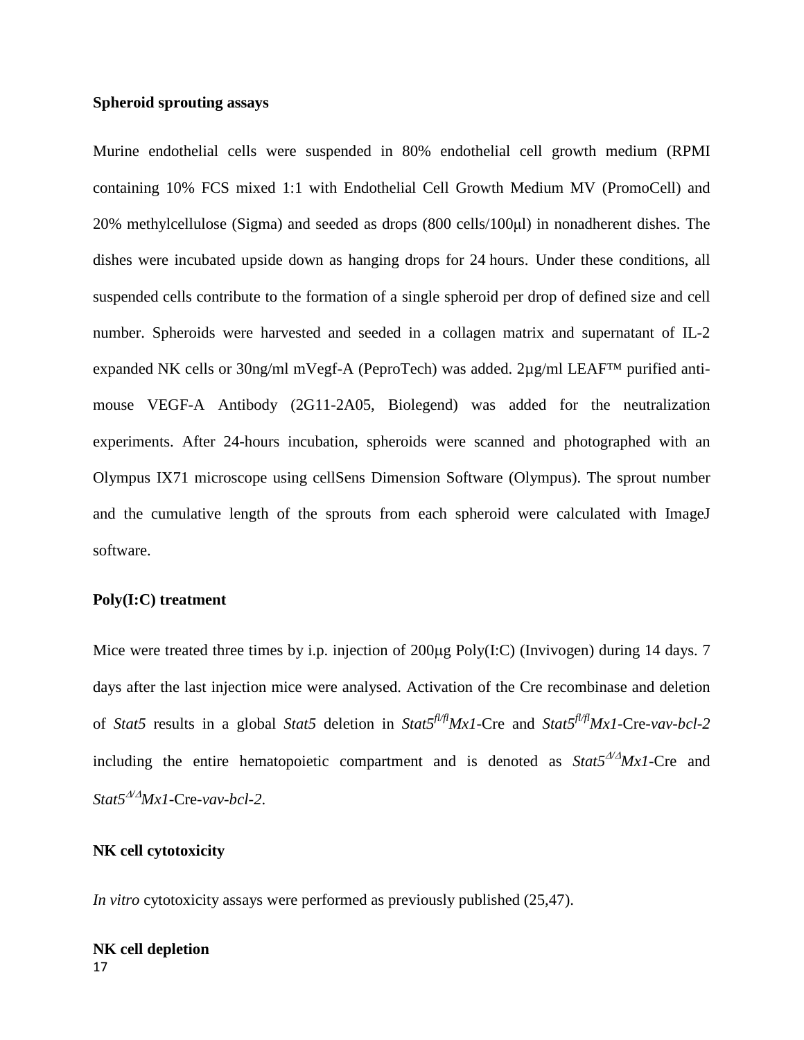**Spheroid sprouting assays**

Murine endothelial cells were suspended in 80% endothelial cell growth medium (RPMI containing 10% FCS mixed 1:1 with Endothelial Cell Growth Medium MV (PromoCell) and 20% methylcellulose (Sigma) and seeded as drops (800 cells/100μl) in nonadherent dishes. The dishes were incubated upside down as hanging drops for 24 hours. Under these conditions, all suspended cells contribute to the formation of a single spheroid per drop of defined size and cell number. Spheroids were harvested and seeded in a collagen matrix and supernatant of IL-2 expanded NK cells or 30ng/ml mVegf-A (PeproTech) was added. 2µg/ml LEAF™ purified anti-mouse VEGF-A Antibody (2G11-2A05, Biolegend) was added for the neutralization experiments. After 24-hours incubation, spheroids were scanned and photographed with an Olympus IX71 microscope using cellSens Dimension Software (Olympus). The sprout number and the cumulative length of the sprouts from each spheroid were calculated with ImageJ software.

**Poly(I:C) treatment**

Mice were treated three times by i.p. injection of 200μg Poly(I:C) (Invivogen) during 14 days. 7 days after the last injection mice were analysed. Activation of the Cre recombinase and deletion of *Stat5* results in a global *Stat5* deletion in *Stat5*$^{fl/fl}$*Mx1*-Cre and *Stat5*$^{fl/fl}$*Mx1*-Cre-*vav-bcl-2* including the entire hematopoietic compartment and is denoted as *Stat5*$^{\Delta/\Delta}$*Mx1*-Cre and *Stat5*$^{\Delta/\Delta}$*Mx1*-Cre-*vav-bcl-2*.

**NK cell cytotoxicity**

*In vitro* cytotoxicity assays were performed as previously published (25,47).

**NK cell depletion**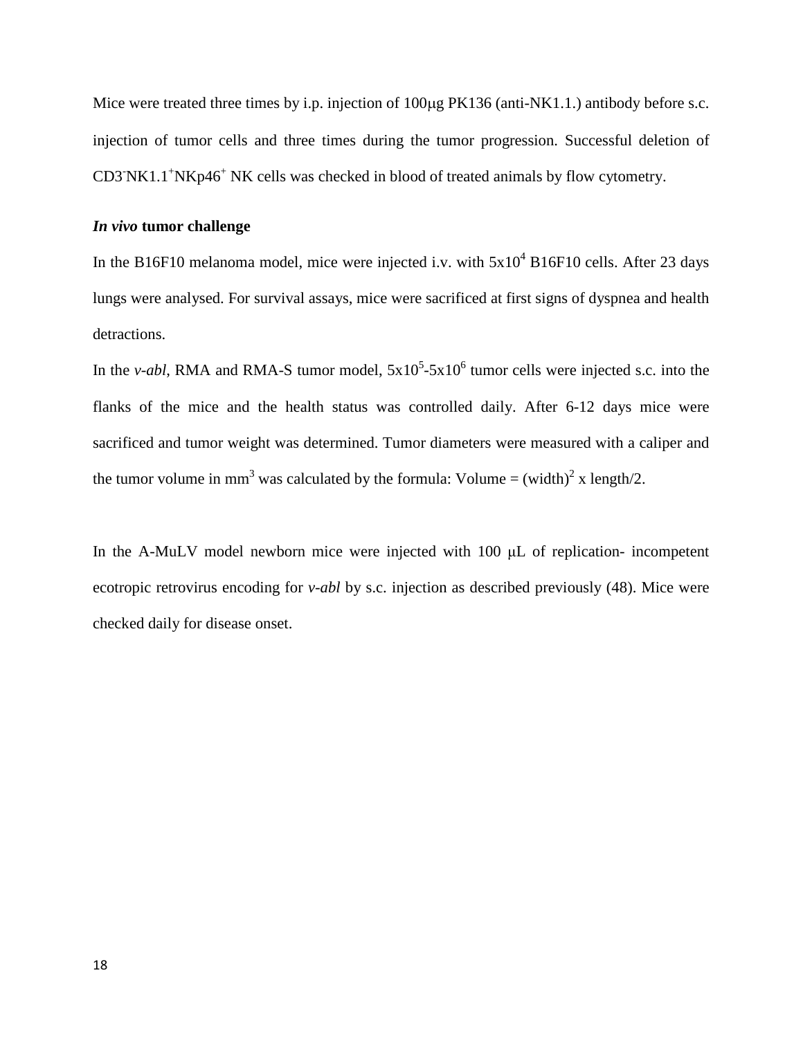Mice were treated three times by i.p. injection of 100μg PK136 (anti-NK1.1.) antibody before s.c. injection of tumor cells and three times during the tumor progression. Successful deletion of $CD3^-NK1.1^+NKp46^+$ NK cells was checked in blood of treated animals by flow cytometry.

### *In vivo* tumor challenge

In the B16F10 melanoma model, mice were injected i.v. with $5x10^4$ B16F10 cells. After 23 days lungs were analysed. For survival assays, mice were sacrificed at first signs of dyspnea and health detractions.

In the *v-abl*, RMA and RMA-S tumor model, $5x10^5$-$5x10^6$ tumor cells were injected s.c. into the flanks of the mice and the health status was controlled daily. After 6-12 days mice were sacrificed and tumor weight was determined. Tumor diameters were measured with a caliper and the tumor volume in $mm^3$ was calculated by the formula: Volume = $(width)^2$ x length/2.

In the A-MuLV model newborn mice were injected with 100 μL of replication- incompetent ecotropic retrovirus encoding for *v-abl* by s.c. injection as described previously (48). Mice were checked daily for disease onset.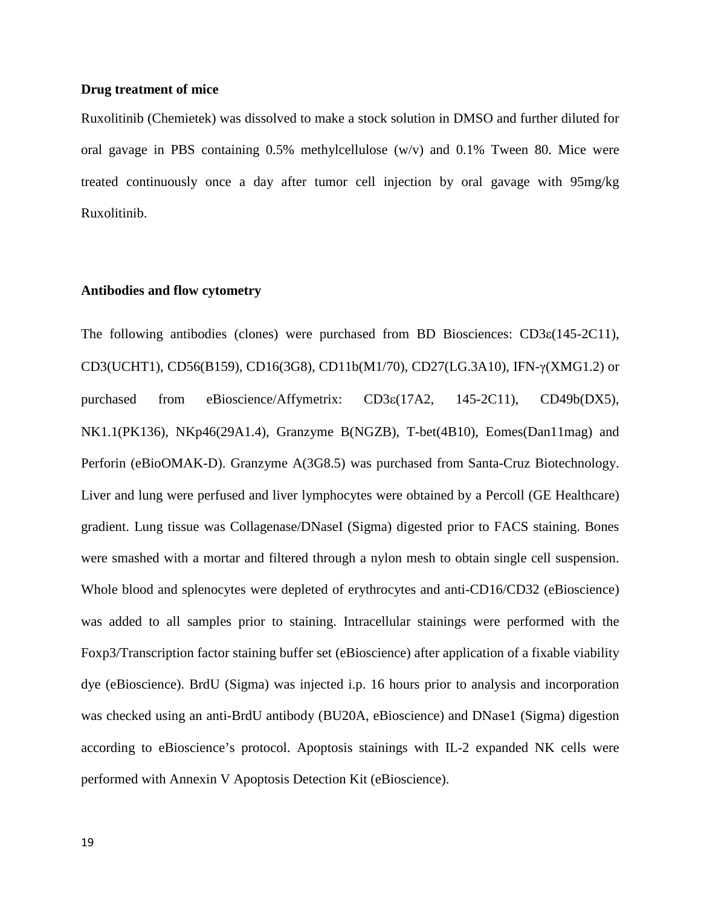**Drug treatment of mice**

Ruxolitinib (Chemietek) was dissolved to make a stock solution in DMSO and further diluted for oral gavage in PBS containing 0.5% methylcellulose (w/v) and 0.1% Tween 80. Mice were treated continuously once a day after tumor cell injection by oral gavage with 95mg/kg Ruxolitinib.

**Antibodies and flow cytometry**

The following antibodies (clones) were purchased from BD Biosciences: CD3ε(145-2C11), CD3(UCHT1), CD56(B159), CD16(3G8), CD11b(M1/70), CD27(LG.3A10), IFN-γ(XMG1.2) or purchased from eBioscience/Affymetrix: CD3ε(17A2, 145-2C11), CD49b(DX5), NK1.1(PK136), NKp46(29A1.4), Granzyme B(NGZB), T-bet(4B10), Eomes(Dan11mag) and Perforin (eBioOMAK-D). Granzyme A(3G8.5) was purchased from Santa-Cruz Biotechnology. Liver and lung were perfused and liver lymphocytes were obtained by a Percoll (GE Healthcare) gradient. Lung tissue was Collagenase/DNaseI (Sigma) digested prior to FACS staining. Bones were smashed with a mortar and filtered through a nylon mesh to obtain single cell suspension. Whole blood and splenocytes were depleted of erythrocytes and anti-CD16/CD32 (eBioscience) was added to all samples prior to staining. Intracellular stainings were performed with the Foxp3/Transcription factor staining buffer set (eBioscience) after application of a fixable viability dye (eBioscience). BrdU (Sigma) was injected i.p. 16 hours prior to analysis and incorporation was checked using an anti-BrdU antibody (BU20A, eBioscience) and DNase1 (Sigma) digestion according to eBioscience's protocol. Apoptosis stainings with IL-2 expanded NK cells were performed with Annexin V Apoptosis Detection Kit (eBioscience).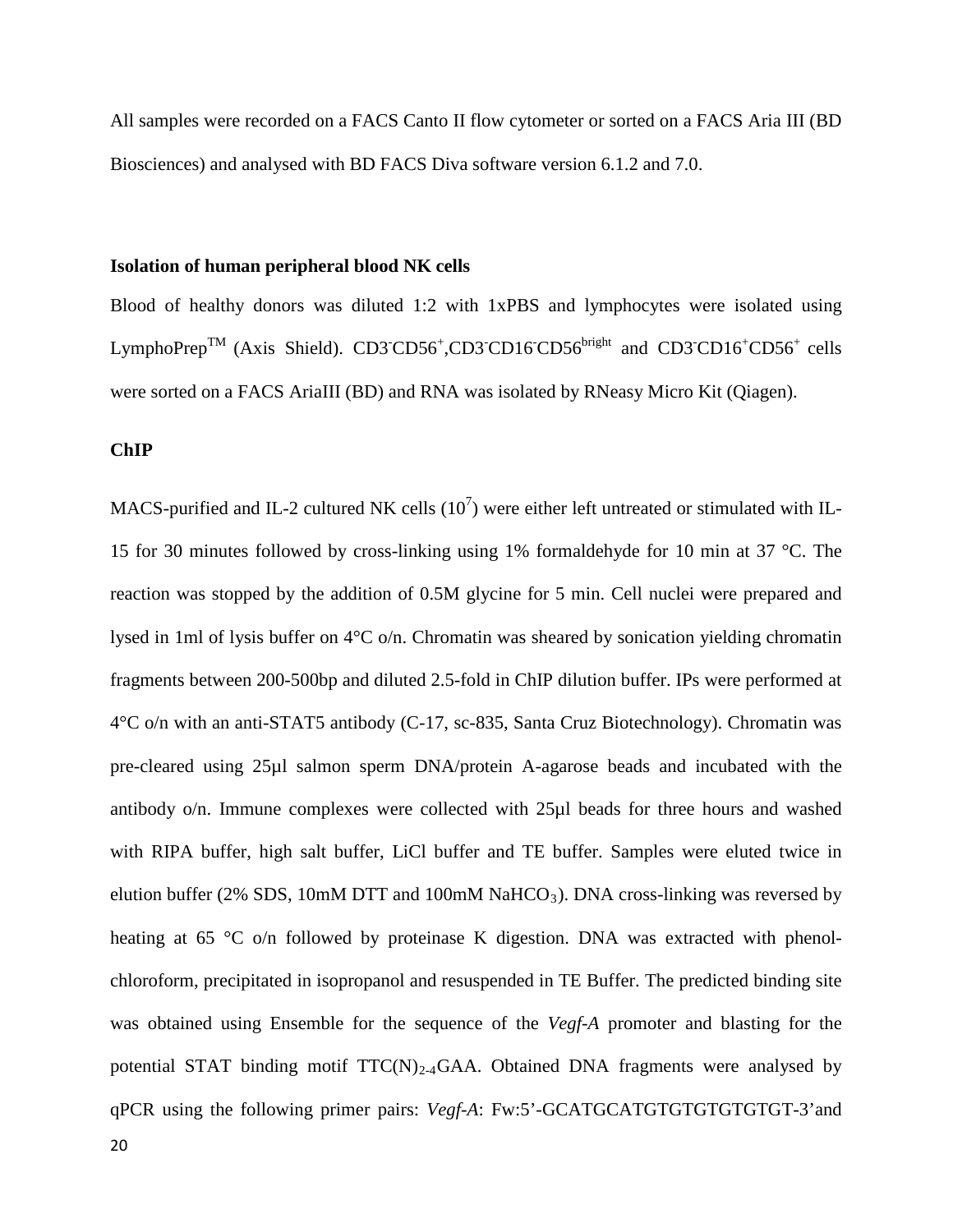All samples were recorded on a FACS Canto II flow cytometer or sorted on a FACS Aria III (BD Biosciences) and analysed with BD FACS Diva software version 6.1.2 and 7.0.

**Isolation of human peripheral blood NK cells**

Blood of healthy donors was diluted 1:2 with 1xPBS and lymphocytes were isolated using LymphoPrep$^{TM}$ (Axis Shield). CD3$^{-}$CD56$^{+}$,CD3$^{-}$CD16$^{-}$CD56$^{bright}$ and CD3$^{-}$CD16$^{+}$CD56$^{+}$ cells were sorted on a FACS AriaIII (BD) and RNA was isolated by RNeasy Micro Kit (Qiagen).

**ChIP**

MACS-purified and IL-2 cultured NK cells ($10^{7}$) were either left untreated or stimulated with IL-15 for 30 minutes followed by cross-linking using 1% formaldehyde for 10 min at 37 °C. The reaction was stopped by the addition of 0.5M glycine for 5 min. Cell nuclei were prepared and lysed in 1ml of lysis buffer on 4°C o/n. Chromatin was sheared by sonication yielding chromatin fragments between 200-500bp and diluted 2.5-fold in ChIP dilution buffer. IPs were performed at 4°C o/n with an anti-STAT5 antibody (C-17, sc-835, Santa Cruz Biotechnology). Chromatin was pre-cleared using 25µl salmon sperm DNA/protein A-agarose beads and incubated with the antibody o/n. Immune complexes were collected with 25µl beads for three hours and washed with RIPA buffer, high salt buffer, LiCl buffer and TE buffer. Samples were eluted twice in elution buffer (2% SDS, 10mM DTT and 100mM $NaHCO_3$). DNA cross-linking was reversed by heating at 65 °C o/n followed by proteinase K digestion. DNA was extracted with phenol-chloroform, precipitated in isopropanol and resuspended in TE Buffer. The predicted binding site was obtained using Ensemble for the sequence of the *Vegf-A* promoter and blasting for the potential STAT binding motif TTC$(N)_{2\text{-}4}$GAA. Obtained DNA fragments were analysed by qPCR using the following primer pairs: *Vegf-A*: Fw:5'-GCATGCATGTGTGTGTGTGT-3'and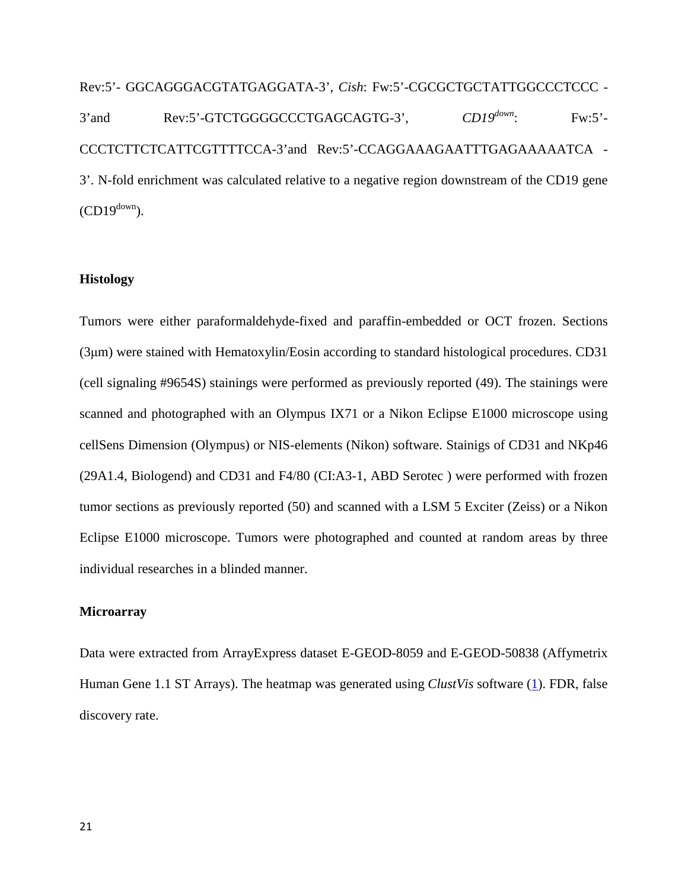Rev:5'- GGCAGGGACGTATGAGGATA-3', *Cish*: Fw:5'-CGCGCTGCTATTGGCCCTCCC -3'and Rev:5'-GTCTGGGGCCCTGAGCAGTG-3', *CD19$^{down}$*: Fw:5'-CCCTCTTCTCATTCGTTTTCCA-3'and Rev:5'-CCAGGAAAGAATTTGAGAAAAATCA -3'. N-fold enrichment was calculated relative to a negative region downstream of the CD19 gene (CD19$^{down}$).

**Histology**

Tumors were either paraformaldehyde-fixed and paraffin-embedded or OCT frozen. Sections (3μm) were stained with Hematoxylin/Eosin according to standard histological procedures. CD31 (cell signaling #9654S) stainings were performed as previously reported (49). The stainings were scanned and photographed with an Olympus IX71 or a Nikon Eclipse E1000 microscope using cellSens Dimension (Olympus) or NIS-elements (Nikon) software. Stainigs of CD31 and NKp46 (29A1.4, Biolegend) and CD31 and F4/80 (CI:A3-1, ABD Serotec ) were performed with frozen tumor sections as previously reported (50) and scanned with a LSM 5 Exciter (Zeiss) or a Nikon Eclipse E1000 microscope. Tumors were photographed and counted at random areas by three individual researches in a blinded manner.

**Microarray**

Data were extracted from ArrayExpress dataset E-GEOD-8059 and E-GEOD-50838 (Affymetrix Human Gene 1.1 ST Arrays). The heatmap was generated using *ClustVis* software (1). FDR, false discovery rate.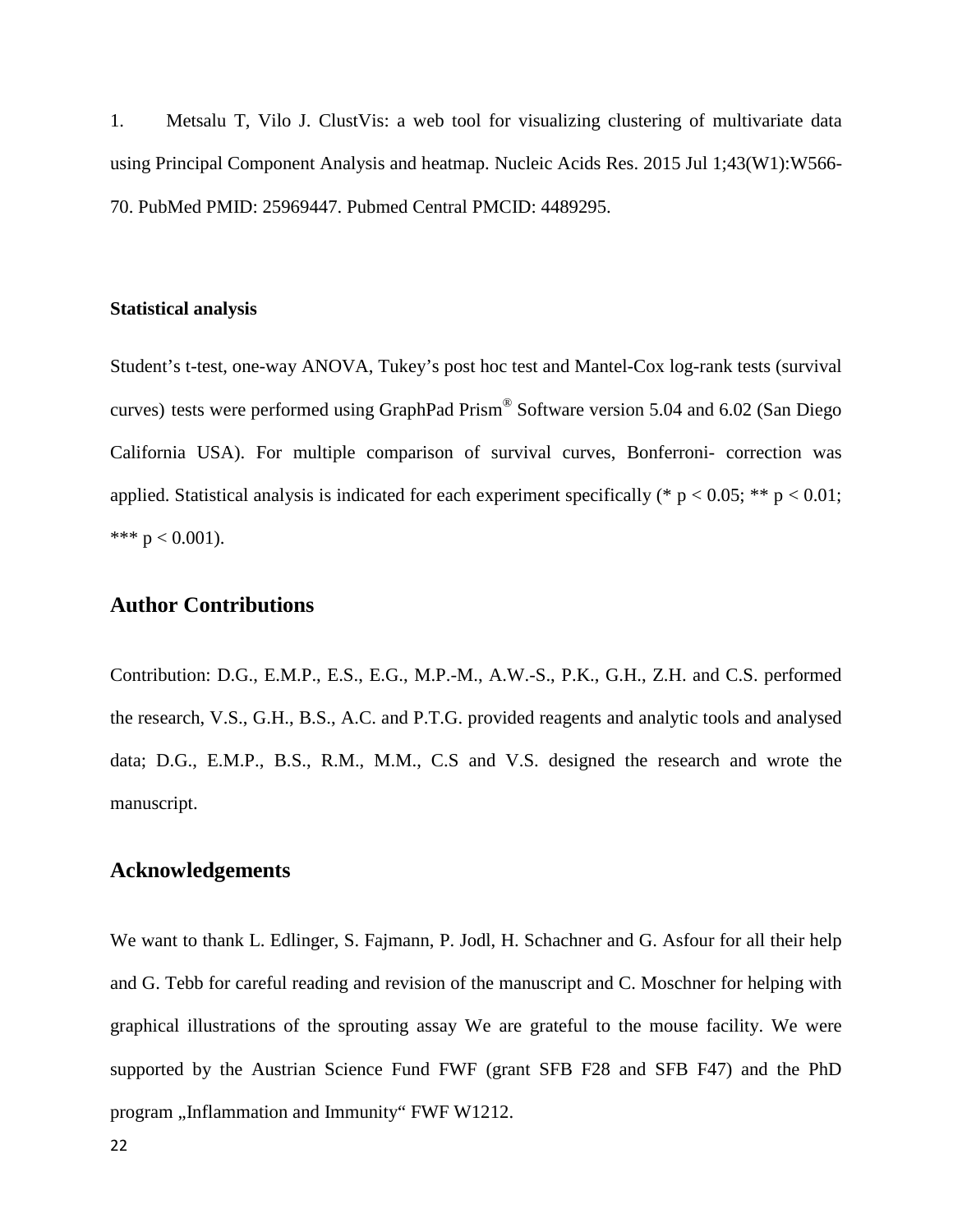1. Metsalu T, Vilo J. ClustVis: a web tool for visualizing clustering of multivariate data using Principal Component Analysis and heatmap. Nucleic Acids Res. 2015 Jul 1;43(W1):W566-70. PubMed PMID: 25969447. Pubmed Central PMCID: 4489295.

**Statistical analysis**

Student's t-test, one-way ANOVA, Tukey's post hoc test and Mantel-Cox log-rank tests (survival curves) tests were performed using GraphPad Prism® Software version 5.04 and 6.02 (San Diego California USA). For multiple comparison of survival curves, Bonferroni- correction was applied. Statistical analysis is indicated for each experiment specifically (* $p < 0.05$; ** $p < 0.01$; *** $p < 0.001$).

## Author Contributions

Contribution: D.G., E.M.P., E.S., E.G., M.P.-M., A.W.-S., P.K., G.H., Z.H. and C.S. performed the research, V.S., G.H., B.S., A.C. and P.T.G. provided reagents and analytic tools and analysed data; D.G., E.M.P., B.S., R.M., M.M., C.S and V.S. designed the research and wrote the manuscript.

## Acknowledgements

We want to thank L. Edlinger, S. Fajmann, P. Jodl, H. Schachner and G. Asfour for all their help and G. Tebb for careful reading and revision of the manuscript and C. Moschner for helping with graphical illustrations of the sprouting assay We are grateful to the mouse facility. We were supported by the Austrian Science Fund FWF (grant SFB F28 and SFB F47) and the PhD program „Inflammation and Immunity“ FWF W1212.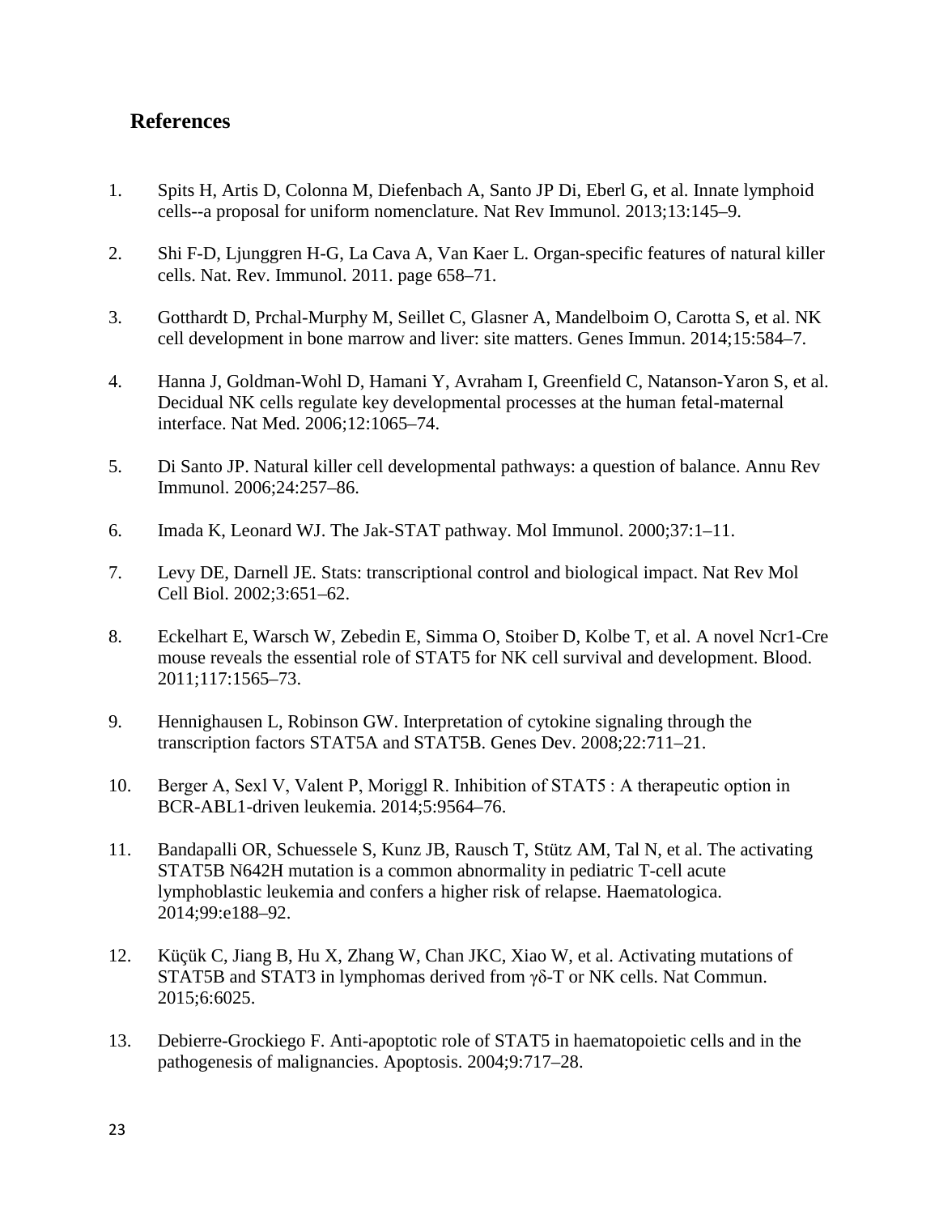## References

1. Spits H, Artis D, Colonna M, Diefenbach A, Santo JP Di, Eberl G, et al. Innate lymphoid cells--a proposal for uniform nomenclature. Nat Rev Immunol. 2013;13:145–9.

2. Shi F-D, Ljunggren H-G, La Cava A, Van Kaer L. Organ-specific features of natural killer cells. Nat. Rev. Immunol. 2011. page 658–71.

3. Gotthardt D, Prchal-Murphy M, Seillet C, Glasner A, Mandelboim O, Carotta S, et al. NK cell development in bone marrow and liver: site matters. Genes Immun. 2014;15:584–7.

4. Hanna J, Goldman-Wohl D, Hamani Y, Avraham I, Greenfield C, Natanson-Yaron S, et al. Decidual NK cells regulate key developmental processes at the human fetal-maternal interface. Nat Med. 2006;12:1065–74.

5. Di Santo JP. Natural killer cell developmental pathways: a question of balance. Annu Rev Immunol. 2006;24:257–86.

6. Imada K, Leonard WJ. The Jak-STAT pathway. Mol Immunol. 2000;37:1–11.

7. Levy DE, Darnell JE. Stats: transcriptional control and biological impact. Nat Rev Mol Cell Biol. 2002;3:651–62.

8. Eckelhart E, Warsch W, Zebedin E, Simma O, Stoiber D, Kolbe T, et al. A novel Ncr1-Cre mouse reveals the essential role of STAT5 for NK cell survival and development. Blood. 2011;117:1565–73.

9. Hennighausen L, Robinson GW. Interpretation of cytokine signaling through the transcription factors STAT5A and STAT5B. Genes Dev. 2008;22:711–21.

10. Berger A, Sexl V, Valent P, Moriggl R. Inhibition of STAT5 : A therapeutic option in BCR-ABL1-driven leukemia. 2014;5:9564–76.

11. Bandapalli OR, Schuessele S, Kunz JB, Rausch T, Stütz AM, Tal N, et al. The activating STAT5B N642H mutation is a common abnormality in pediatric T-cell acute lymphoblastic leukemia and confers a higher risk of relapse. Haematologica. 2014;99:e188–92.

12. Küçük C, Jiang B, Hu X, Zhang W, Chan JKC, Xiao W, et al. Activating mutations of STAT5B and STAT3 in lymphomas derived from γδ-T or NK cells. Nat Commun. 2015;6:6025.

13. Debierre-Grockiego F. Anti-apoptotic role of STAT5 in haematopoietic cells and in the pathogenesis of malignancies. Apoptosis. 2004;9:717–28.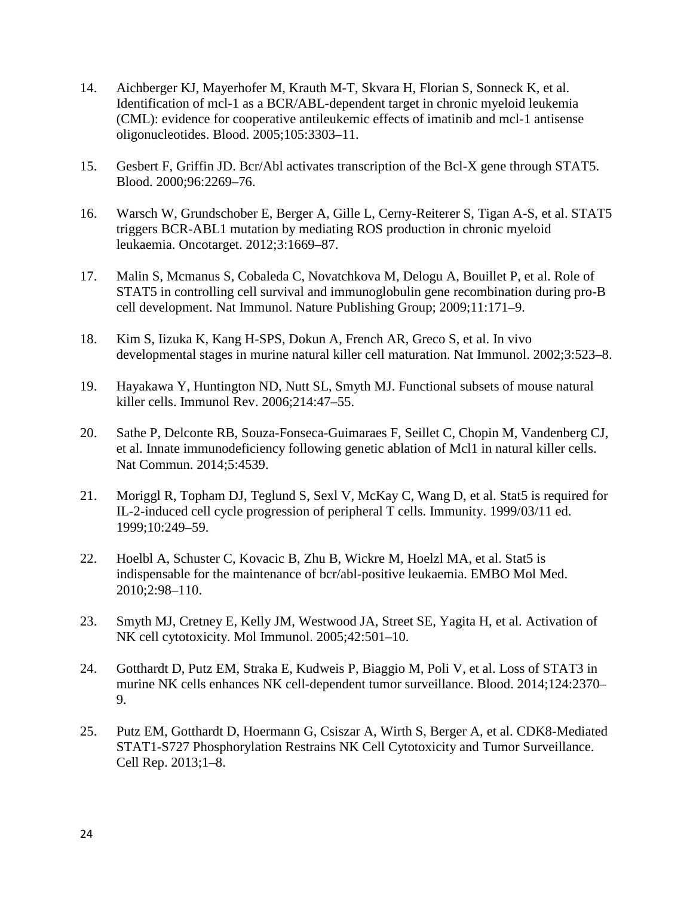14. Aichberger KJ, Mayerhofer M, Krauth M-T, Skvara H, Florian S, Sonneck K, et al. Identification of mcl-1 as a BCR/ABL-dependent target in chronic myeloid leukemia (CML): evidence for cooperative antileukemic effects of imatinib and mcl-1 antisense oligonucleotides. Blood. 2005;105:3303–11.

15. Gesbert F, Griffin JD. Bcr/Abl activates transcription of the Bcl-X gene through STAT5. Blood. 2000;96:2269–76.

16. Warsch W, Grundschober E, Berger A, Gille L, Cerny-Reiterer S, Tigan A-S, et al. STAT5 triggers BCR-ABL1 mutation by mediating ROS production in chronic myeloid leukaemia. Oncotarget. 2012;3:1669–87.

17. Malin S, Mcmanus S, Cobaleda C, Novatchkova M, Delogu A, Bouillet P, et al. Role of STAT5 in controlling cell survival and immunoglobulin gene recombination during pro-B cell development. Nat Immunol. Nature Publishing Group; 2009;11:171–9.

18. Kim S, Iizuka K, Kang H-SPS, Dokun A, French AR, Greco S, et al. In vivo developmental stages in murine natural killer cell maturation. Nat Immunol. 2002;3:523–8.

19. Hayakawa Y, Huntington ND, Nutt SL, Smyth MJ. Functional subsets of mouse natural killer cells. Immunol Rev. 2006;214:47–55.

20. Sathe P, Delconte RB, Souza-Fonseca-Guimaraes F, Seillet C, Chopin M, Vandenberg CJ, et al. Innate immunodeficiency following genetic ablation of Mcl1 in natural killer cells. Nat Commun. 2014;5:4539.

21. Moriggl R, Topham DJ, Teglund S, Sexl V, McKay C, Wang D, et al. Stat5 is required for IL-2-induced cell cycle progression of peripheral T cells. Immunity. 1999/03/11 ed. 1999;10:249–59.

22. Hoelbl A, Schuster C, Kovacic B, Zhu B, Wickre M, Hoelzl MA, et al. Stat5 is indispensable for the maintenance of bcr/abl-positive leukaemia. EMBO Mol Med. 2010;2:98–110.

23. Smyth MJ, Cretney E, Kelly JM, Westwood JA, Street SE, Yagita H, et al. Activation of NK cell cytotoxicity. Mol Immunol. 2005;42:501–10.

24. Gotthardt D, Putz EM, Straka E, Kudweis P, Biaggio M, Poli V, et al. Loss of STAT3 in murine NK cells enhances NK cell-dependent tumor surveillance. Blood. 2014;124:2370–9.

25. Putz EM, Gotthardt D, Hoermann G, Csiszar A, Wirth S, Berger A, et al. CDK8-Mediated STAT1-S727 Phosphorylation Restrains NK Cell Cytotoxicity and Tumor Surveillance. Cell Rep. 2013;1–8.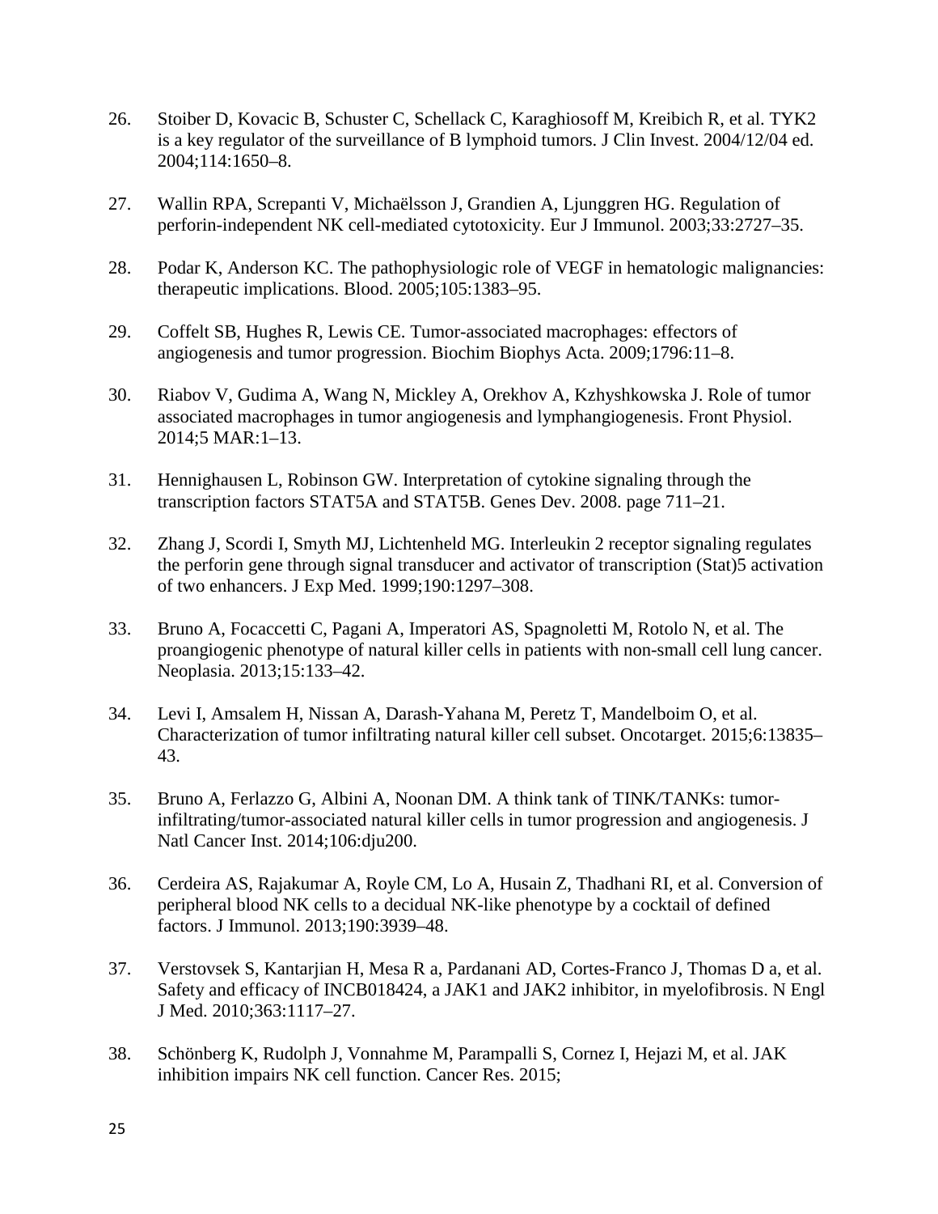26. Stoiber D, Kovacic B, Schuster C, Schellack C, Karaghiosoff M, Kreibich R, et al. TYK2 is a key regulator of the surveillance of B lymphoid tumors. J Clin Invest. 2004/12/04 ed. 2004;114:1650–8.

27. Wallin RPA, Screpanti V, Michaëlsson J, Grandien A, Ljunggren HG. Regulation of perforin-independent NK cell-mediated cytotoxicity. Eur J Immunol. 2003;33:2727–35.

28. Podar K, Anderson KC. The pathophysiologic role of VEGF in hematologic malignancies: therapeutic implications. Blood. 2005;105:1383–95.

29. Coffelt SB, Hughes R, Lewis CE. Tumor-associated macrophages: effectors of angiogenesis and tumor progression. Biochim Biophys Acta. 2009;1796:11–8.

30. Riabov V, Gudima A, Wang N, Mickley A, Orekhov A, Kzhyshkowska J. Role of tumor associated macrophages in tumor angiogenesis and lymphangiogenesis. Front Physiol. 2014;5 MAR:1–13.

31. Hennighausen L, Robinson GW. Interpretation of cytokine signaling through the transcription factors STAT5A and STAT5B. Genes Dev. 2008. page 711–21.

32. Zhang J, Scordi I, Smyth MJ, Lichtenheld MG. Interleukin 2 receptor signaling regulates the perforin gene through signal transducer and activator of transcription (Stat)5 activation of two enhancers. J Exp Med. 1999;190:1297–308.

33. Bruno A, Focaccetti C, Pagani A, Imperatori AS, Spagnoletti M, Rotolo N, et al. The proangiogenic phenotype of natural killer cells in patients with non-small cell lung cancer. Neoplasia. 2013;15:133–42.

34. Levi I, Amsalem H, Nissan A, Darash-Yahana M, Peretz T, Mandelboim O, et al. Characterization of tumor infiltrating natural killer cell subset. Oncotarget. 2015;6:13835–43.

35. Bruno A, Ferlazzo G, Albini A, Noonan DM. A think tank of TINK/TANKs: tumor-infiltrating/tumor-associated natural killer cells in tumor progression and angiogenesis. J Natl Cancer Inst. 2014;106:dju200.

36. Cerdeira AS, Rajakumar A, Royle CM, Lo A, Husain Z, Thadhani RI, et al. Conversion of peripheral blood NK cells to a decidual NK-like phenotype by a cocktail of defined factors. J Immunol. 2013;190:3939–48.

37. Verstovsek S, Kantarjian H, Mesa R a, Pardanani AD, Cortes-Franco J, Thomas D a, et al. Safety and efficacy of INCB018424, a JAK1 and JAK2 inhibitor, in myelofibrosis. N Engl J Med. 2010;363:1117–27.

38. Schönberg K, Rudolph J, Vonnahme M, Parampalli S, Cornez I, Hejazi M, et al. JAK inhibition impairs NK cell function. Cancer Res. 2015;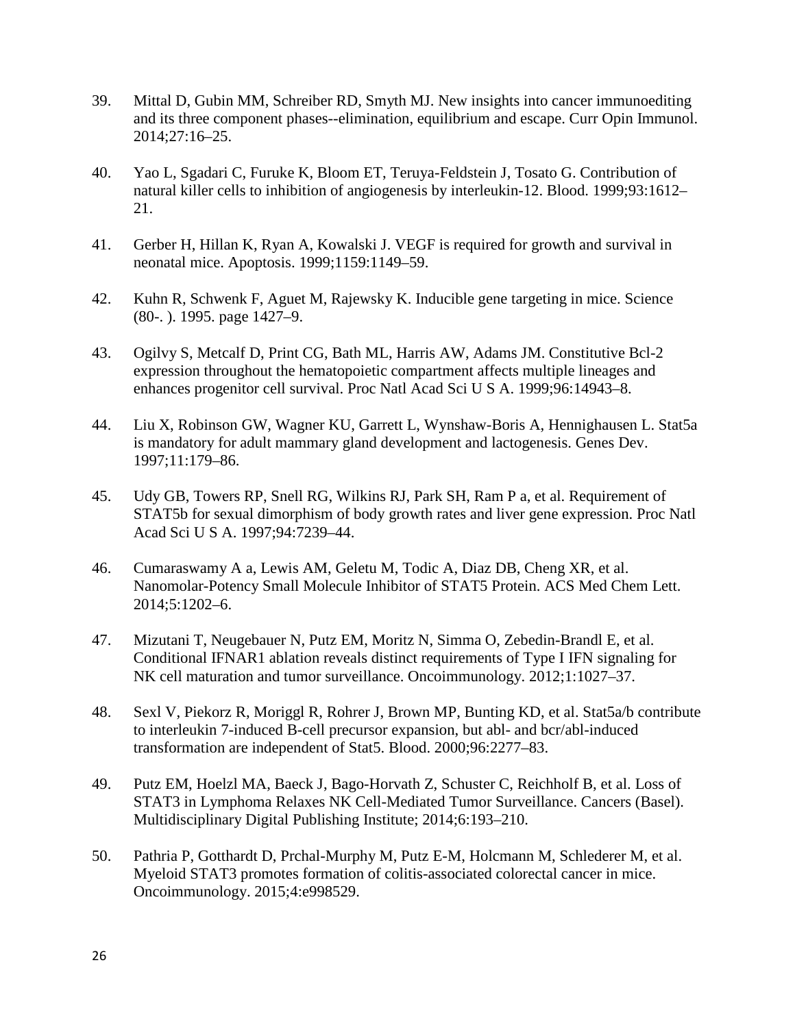39. Mittal D, Gubin MM, Schreiber RD, Smyth MJ. New insights into cancer immunoediting and its three component phases--elimination, equilibrium and escape. Curr Opin Immunol. 2014;27:16–25.

40. Yao L, Sgadari C, Furuke K, Bloom ET, Teruya-Feldstein J, Tosato G. Contribution of natural killer cells to inhibition of angiogenesis by interleukin-12. Blood. 1999;93:1612–21.

41. Gerber H, Hillan K, Ryan A, Kowalski J. VEGF is required for growth and survival in neonatal mice. Apoptosis. 1999;1159:1149–59.

42. Kuhn R, Schwenk F, Aguet M, Rajewsky K. Inducible gene targeting in mice. Science (80-. ). 1995. page 1427–9.

43. Ogilvy S, Metcalf D, Print CG, Bath ML, Harris AW, Adams JM. Constitutive Bcl-2 expression throughout the hematopoietic compartment affects multiple lineages and enhances progenitor cell survival. Proc Natl Acad Sci U S A. 1999;96:14943–8.

44. Liu X, Robinson GW, Wagner KU, Garrett L, Wynshaw-Boris A, Hennighausen L. Stat5a is mandatory for adult mammary gland development and lactogenesis. Genes Dev. 1997;11:179–86.

45. Udy GB, Towers RP, Snell RG, Wilkins RJ, Park SH, Ram P a, et al. Requirement of STAT5b for sexual dimorphism of body growth rates and liver gene expression. Proc Natl Acad Sci U S A. 1997;94:7239–44.

46. Cumaraswamy A a, Lewis AM, Geletu M, Todic A, Diaz DB, Cheng XR, et al. Nanomolar-Potency Small Molecule Inhibitor of STAT5 Protein. ACS Med Chem Lett. 2014;5:1202–6.

47. Mizutani T, Neugebauer N, Putz EM, Moritz N, Simma O, Zebedin-Brandl E, et al. Conditional IFNAR1 ablation reveals distinct requirements of Type I IFN signaling for NK cell maturation and tumor surveillance. Oncoimmunology. 2012;1:1027–37.

48. Sexl V, Piekorz R, Moriggl R, Rohrer J, Brown MP, Bunting KD, et al. Stat5a/b contribute to interleukin 7-induced B-cell precursor expansion, but abl- and bcr/abl-induced transformation are independent of Stat5. Blood. 2000;96:2277–83.

49. Putz EM, Hoelzl MA, Baeck J, Bago-Horvath Z, Schuster C, Reichholf B, et al. Loss of STAT3 in Lymphoma Relaxes NK Cell-Mediated Tumor Surveillance. Cancers (Basel). Multidisciplinary Digital Publishing Institute; 2014;6:193–210.

50. Pathria P, Gotthardt D, Prchal-Murphy M, Putz E-M, Holcmann M, Schlederer M, et al. Myeloid STAT3 promotes formation of colitis-associated colorectal cancer in mice. Oncoimmunology. 2015;4:e998529.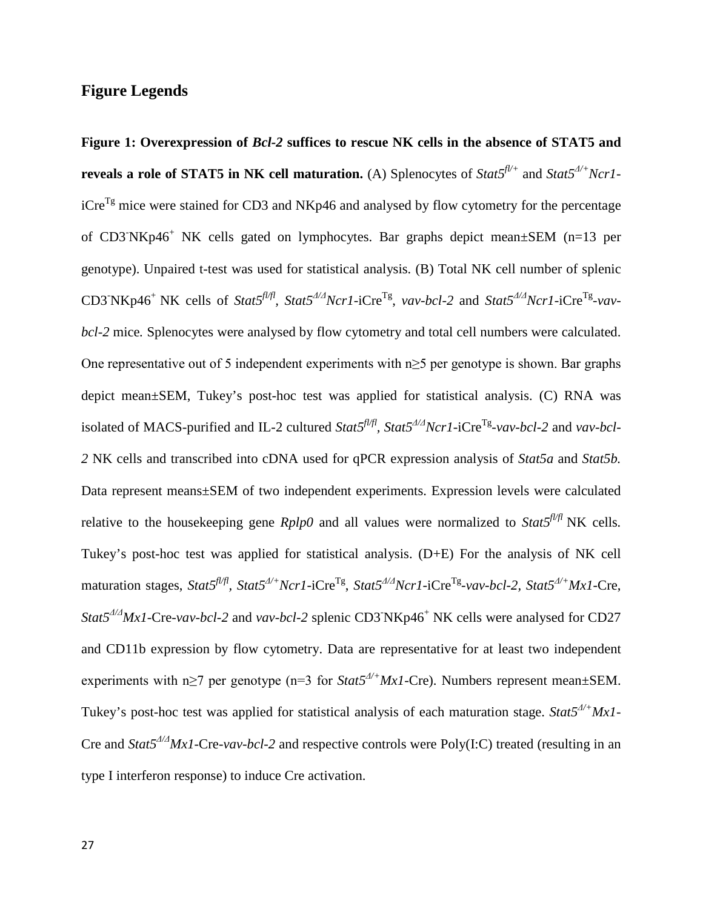## Figure Legends

**Figure 1: Overexpression of *Bcl-2* suffices to rescue NK cells in the absence of STAT5 and reveals a role of STAT5 in NK cell maturation.** (A) Splenocytes of *Stat5*$^{fl/+}$ and *Stat5*$^{\Delta/+}$*Ncr1*-iCre$^{Tg}$ mice were stained for CD3 and NKp46 and analysed by flow cytometry for the percentage of CD3$^{-}$NKp46$^{+}$ NK cells gated on lymphocytes. Bar graphs depict mean±SEM (n=13 per genotype). Unpaired t-test was used for statistical analysis. (B) Total NK cell number of splenic CD3$^{-}$NKp46$^{+}$ NK cells of *Stat5*$^{fl/fl}$, *Stat5*$^{\Delta/\Delta}$*Ncr1*-iCre$^{Tg}$, *vav-bcl-2* and *Stat5*$^{\Delta/\Delta}$*Ncr1*-iCre$^{Tg}$-*vav-bcl-2* mice. Splenocytes were analysed by flow cytometry and total cell numbers were calculated. One representative out of 5 independent experiments with n≥5 per genotype is shown. Bar graphs depict mean±SEM, Tukey's post-hoc test was applied for statistical analysis. (C) RNA was isolated of MACS-purified and IL-2 cultured *Stat5*$^{fl/fl}$, *Stat5*$^{\Delta/\Delta}$*Ncr1*-iCre$^{Tg}$-*vav-bcl-2* and *vav-bcl-2* NK cells and transcribed into cDNA used for qPCR expression analysis of *Stat5a* and *Stat5b.* Data represent means±SEM of two independent experiments. Expression levels were calculated relative to the housekeeping gene *Rplp0* and all values were normalized to *Stat5*$^{fl/fl}$ NK cells. Tukey's post-hoc test was applied for statistical analysis. (D+E) For the analysis of NK cell maturation stages, *Stat5*$^{fl/fl}$, *Stat5*$^{\Delta/+}$*Ncr1*-iCre$^{Tg}$, *Stat5*$^{\Delta/\Delta}$*Ncr1*-iCre$^{Tg}$-*vav-bcl-2, Stat5*$^{\Delta/+}$*Mx1*-Cre, *Stat5*$^{\Delta/\Delta}$*Mx1*-Cre-*vav-bcl-2* and *vav-bcl-2* splenic CD3$^{-}$NKp46$^{+}$ NK cells were analysed for CD27 and CD11b expression by flow cytometry. Data are representative for at least two independent experiments with n≥7 per genotype (n=3 for *Stat5*$^{\Delta/+}$*Mx1*-Cre). Numbers represent mean±SEM. Tukey's post-hoc test was applied for statistical analysis of each maturation stage. *Stat5*$^{\Delta/+}$*Mx1*-Cre and *Stat5*$^{\Delta/\Delta}$*Mx1*-Cre-*vav-bcl-2* and respective controls were Poly(I:C) treated (resulting in an type I interferon response) to induce Cre activation.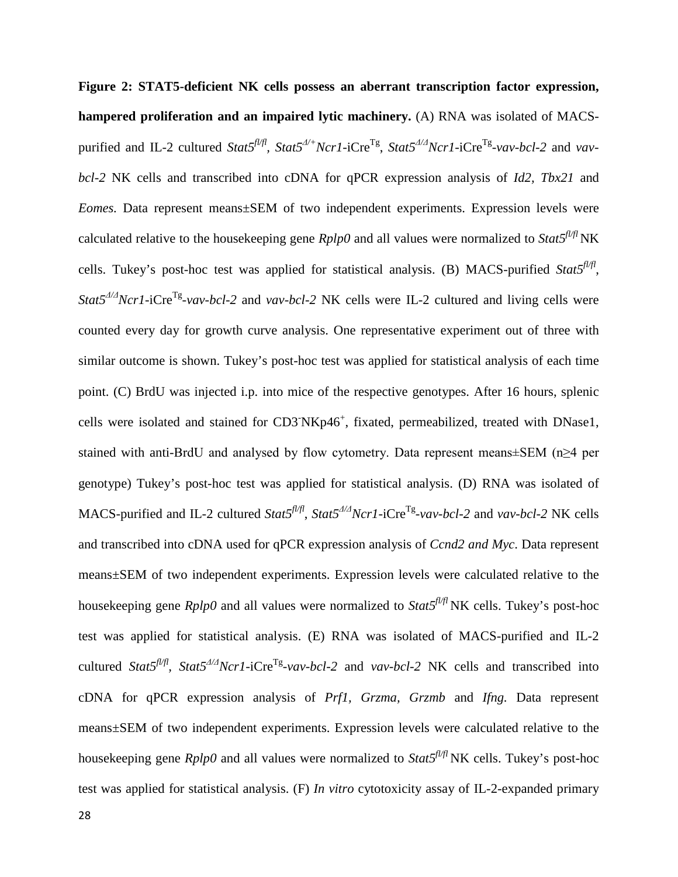**Figure 2: STAT5-deficient NK cells possess an aberrant transcription factor expression, hampered proliferation and an impaired lytic machinery.** (A) RNA was isolated of MACS-purified and IL-2 cultured *Stat5*$^{fl/fl}$, *Stat5*$^{Δ/+}$*Ncr1*-iCre$^{Tg}$, *Stat5*$^{Δ/Δ}$*Ncr1*-iCre$^{Tg}$-*vav-bcl-2* and *vav-bcl-2* NK cells and transcribed into cDNA for qPCR expression analysis of *Id2, Tbx21* and *Eomes*. Data represent means±SEM of two independent experiments. Expression levels were calculated relative to the housekeeping gene *Rplp0* and all values were normalized to *Stat5*$^{fl/fl}$ NK cells. Tukey's post-hoc test was applied for statistical analysis. (B) MACS-purified *Stat5*$^{fl/fl}$, *Stat5*$^{Δ/Δ}$*Ncr1*-iCre$^{Tg}$-*vav-bcl-2* and *vav-bcl-2* NK cells were IL-2 cultured and living cells were counted every day for growth curve analysis. One representative experiment out of three with similar outcome is shown. Tukey's post-hoc test was applied for statistical analysis of each time point. (C) BrdU was injected i.p. into mice of the respective genotypes. After 16 hours, splenic cells were isolated and stained for CD3$^{-}$NKp46$^{+}$, fixated, permeabilized, treated with DNase1, stained with anti-BrdU and analysed by flow cytometry. Data represent means±SEM (n≥4 per genotype) Tukey's post-hoc test was applied for statistical analysis. (D) RNA was isolated of MACS-purified and IL-2 cultured *Stat5*$^{fl/fl}$, *Stat5*$^{Δ/Δ}$*Ncr1*-iCre$^{Tg}$-*vav-bcl-2* and *vav-bcl-2* NK cells and transcribed into cDNA used for qPCR expression analysis of *Ccnd2 and Myc*. Data represent means±SEM of two independent experiments. Expression levels were calculated relative to the housekeeping gene *Rplp0* and all values were normalized to *Stat5*$^{fl/fl}$ NK cells. Tukey's post-hoc test was applied for statistical analysis. (E) RNA was isolated of MACS-purified and IL-2 cultured *Stat5*$^{fl/fl}$, *Stat5*$^{Δ/Δ}$*Ncr1*-iCre$^{Tg}$-*vav-bcl-2* and *vav-bcl-2* NK cells and transcribed into cDNA for qPCR expression analysis of *Prf1, Grzma, Grzmb* and *Ifng.* Data represent means±SEM of two independent experiments. Expression levels were calculated relative to the housekeeping gene *Rplp0* and all values were normalized to *Stat5*$^{fl/fl}$ NK cells. Tukey's post-hoc test was applied for statistical analysis. (F) *In vitro* cytotoxicity assay of IL-2-expanded primary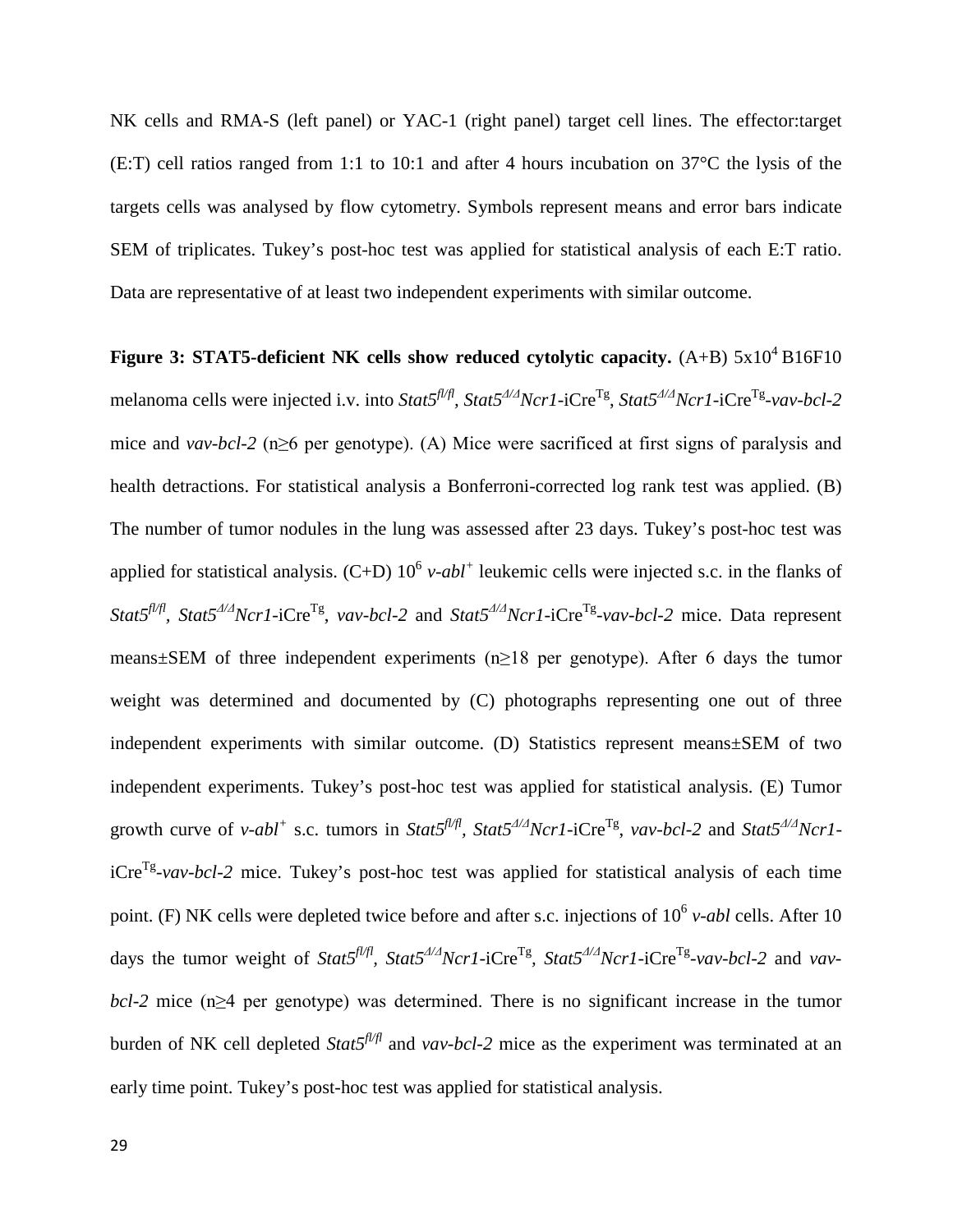NK cells and RMA-S (left panel) or YAC-1 (right panel) target cell lines. The effector:target (E:T) cell ratios ranged from 1:1 to 10:1 and after 4 hours incubation on 37°C the lysis of the targets cells was analysed by flow cytometry. Symbols represent means and error bars indicate SEM of triplicates. Tukey's post-hoc test was applied for statistical analysis of each E:T ratio. Data are representative of at least two independent experiments with similar outcome.

**Figure 3: STAT5-deficient NK cells show reduced cytolytic capacity.** (A+B) $5x10^4$ B16F10 melanoma cells were injected i.v. into *Stat5*$^{fl/fl}$, *Stat5*$^{\Delta/\Delta}$*Ncr1*-iCre$^{Tg}$, *Stat5*$^{\Delta/\Delta}$*Ncr1*-iCre$^{Tg}$-*vav-bcl-2* mice and *vav-bcl-2* (n≥6 per genotype). (A) Mice were sacrificed at first signs of paralysis and health detractions. For statistical analysis a Bonferroni-corrected log rank test was applied. (B) The number of tumor nodules in the lung was assessed after 23 days. Tukey's post-hoc test was applied for statistical analysis. (C+D) $10^6$ *v-abl*$^+$ leukemic cells were injected s.c. in the flanks of *Stat5*$^{fl/fl}$, *Stat5*$^{\Delta/\Delta}$*Ncr1*-iCre$^{Tg}$, *vav-bcl-2* and *Stat5*$^{\Delta/\Delta}$*Ncr1*-iCre$^{Tg}$-*vav-bcl-2* mice. Data represent means±SEM of three independent experiments (n≥18 per genotype). After 6 days the tumor weight was determined and documented by (C) photographs representing one out of three independent experiments with similar outcome. (D) Statistics represent means±SEM of two independent experiments. Tukey's post-hoc test was applied for statistical analysis. (E) Tumor growth curve of *v-abl*$^+$ s.c. tumors in *Stat5*$^{fl/fl}$, *Stat5*$^{\Delta/\Delta}$*Ncr1*-iCre$^{Tg}$, *vav-bcl-2* and *Stat5*$^{\Delta/\Delta}$*Ncr1*-iCre$^{Tg}$-*vav-bcl-2* mice. Tukey's post-hoc test was applied for statistical analysis of each time point. (F) NK cells were depleted twice before and after s.c. injections of $10^6$ *v-abl* cells. After 10 days the tumor weight of *Stat5*$^{fl/fl}$, *Stat5*$^{\Delta/\Delta}$*Ncr1*-iCre$^{Tg}$, *Stat5*$^{\Delta/\Delta}$*Ncr1*-iCre$^{Tg}$-*vav-bcl-2* and *vav-bcl-2* mice (n≥4 per genotype) was determined. There is no significant increase in the tumor burden of NK cell depleted *Stat5*$^{fl/fl}$ and *vav-bcl-2* mice as the experiment was terminated at an early time point. Tukey's post-hoc test was applied for statistical analysis.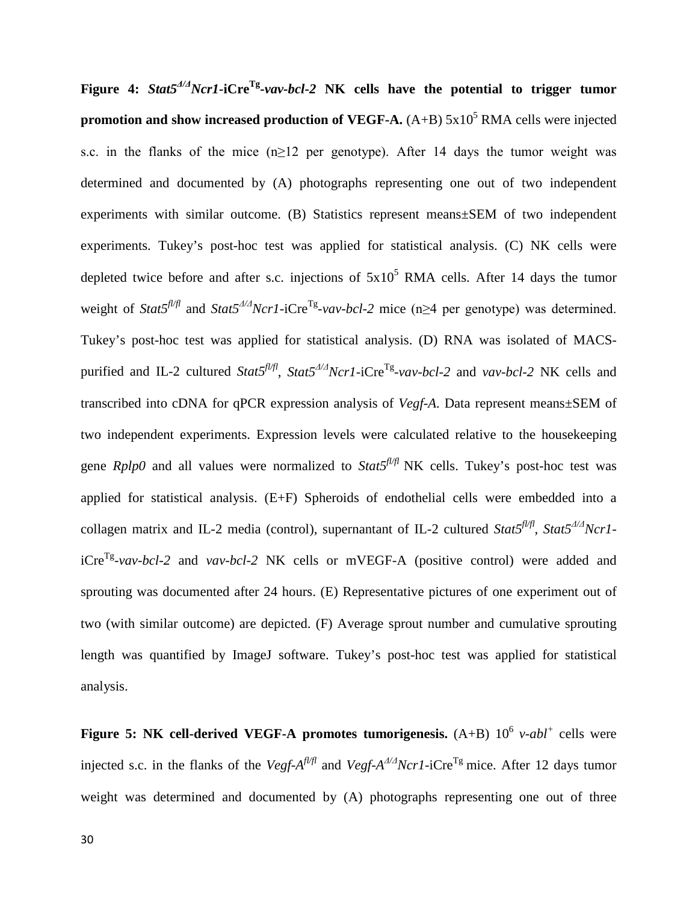**Figure 4: *Stat5*$^{\Delta/\Delta}$*Ncr1*-iCre$^{Tg}$-*vav-bcl-2* NK cells have the potential to trigger tumor promotion and show increased production of VEGF-A.** (A+B) $5x10^5$ RMA cells were injected s.c. in the flanks of the mice (n≥12 per genotype). After 14 days the tumor weight was determined and documented by (A) photographs representing one out of two independent experiments with similar outcome. (B) Statistics represent means±SEM of two independent experiments. Tukey's post-hoc test was applied for statistical analysis. (C) NK cells were depleted twice before and after s.c. injections of $5x10^5$ RMA cells. After 14 days the tumor weight of *Stat5*$^{fl/fl}$ and *Stat5*$^{\Delta/\Delta}$*Ncr1*-iCre$^{Tg}$-*vav-bcl-2* mice (n≥4 per genotype) was determined. Tukey's post-hoc test was applied for statistical analysis. (D) RNA was isolated of MACS-purified and IL-2 cultured *Stat5*$^{fl/fl}$, *Stat5*$^{\Delta/\Delta}$*Ncr1*-iCre$^{Tg}$-*vav-bcl-2* and *vav-bcl-2* NK cells and transcribed into cDNA for qPCR expression analysis of *Vegf-A*. Data represent means±SEM of two independent experiments. Expression levels were calculated relative to the housekeeping gene *Rplp0* and all values were normalized to *Stat5*$^{fl/fl}$ NK cells. Tukey's post-hoc test was applied for statistical analysis. (E+F) Spheroids of endothelial cells were embedded into a collagen matrix and IL-2 media (control), supernantant of IL-2 cultured *Stat5*$^{fl/fl}$, *Stat5*$^{\Delta/\Delta}$*Ncr1*-iCre$^{Tg}$-*vav-bcl-2* and *vav-bcl-2* NK cells or mVEGF-A (positive control) were added and sprouting was documented after 24 hours. (E) Representative pictures of one experiment out of two (with similar outcome) are depicted. (F) Average sprout number and cumulative sprouting length was quantified by ImageJ software. Tukey's post-hoc test was applied for statistical analysis.

**Figure 5: NK cell-derived VEGF-A promotes tumorigenesis.** (A+B) $10^6$ *v-abl*$^+$ cells were injected s.c. in the flanks of the *Vegf-A*$^{fl/fl}$ and *Vegf-A*$^{\Delta/\Delta}$*Ncr1*-iCre$^{Tg}$ mice. After 12 days tumor weight was determined and documented by (A) photographs representing one out of three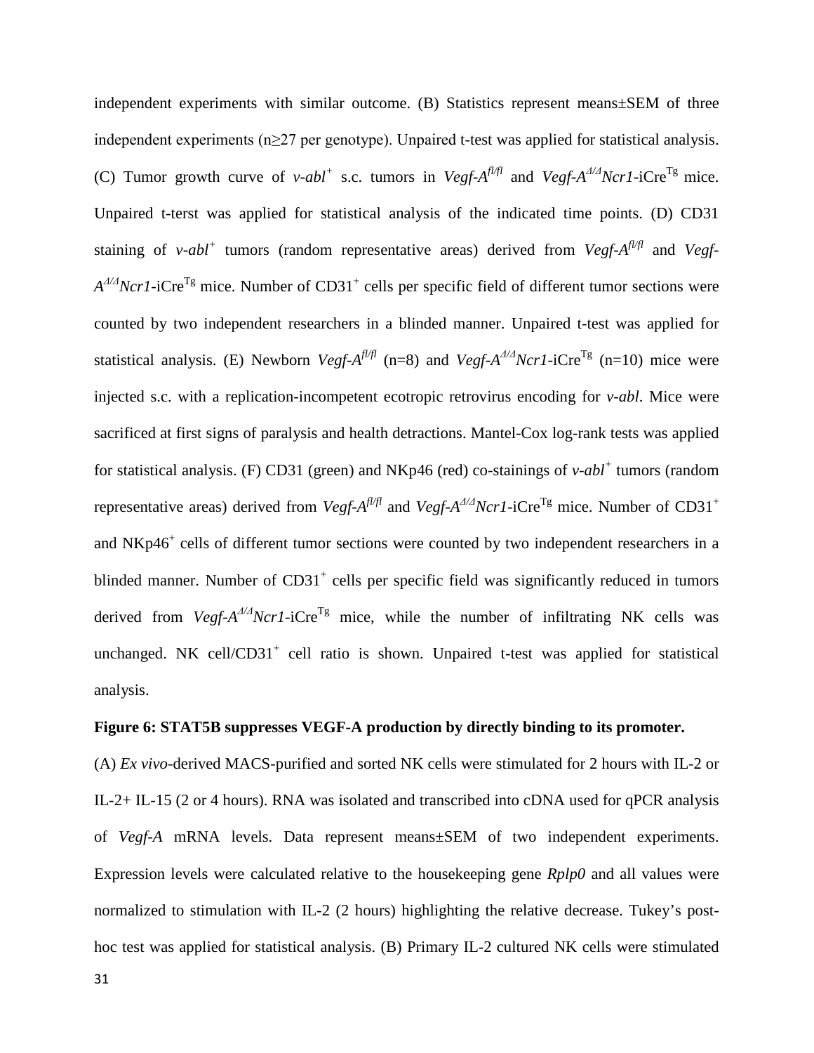independent experiments with similar outcome. (B) Statistics represent means±SEM of three independent experiments (n≥27 per genotype). Unpaired t-test was applied for statistical analysis. (C) Tumor growth curve of *v-abl*$^{+}$ s.c. tumors in *Vegf-A*$^{fl/fl}$ and *Vegf-A*$^{\Delta/\Delta}$*Ncr1*-iCre$^{Tg}$ mice. Unpaired t-terst was applied for statistical analysis of the indicated time points. (D) CD31 staining of *v-abl*$^{+}$ tumors (random representative areas) derived from *Vegf-A*$^{fl/fl}$ and *Vegf-A*$^{\Delta/\Delta}$*Ncr1*-iCre$^{Tg}$ mice. Number of CD31$^{+}$ cells per specific field of different tumor sections were counted by two independent researchers in a blinded manner. Unpaired t-test was applied for statistical analysis. (E) Newborn *Vegf-A*$^{fl/fl}$ (n=8) and *Vegf-A*$^{\Delta/\Delta}$*Ncr1*-iCre$^{Tg}$ (n=10) mice were injected s.c. with a replication-incompetent ecotropic retrovirus encoding for *v-abl*. Mice were sacrificed at first signs of paralysis and health detractions. Mantel-Cox log-rank tests was applied for statistical analysis. (F) CD31 (green) and NKp46 (red) co-stainings of *v-abl*$^{+}$ tumors (random representative areas) derived from *Vegf-A*$^{fl/fl}$ and *Vegf-A*$^{\Delta/\Delta}$*Ncr1*-iCre$^{Tg}$ mice. Number of CD31$^{+}$ and NKp46$^{+}$ cells of different tumor sections were counted by two independent researchers in a blinded manner. Number of CD31$^{+}$ cells per specific field was significantly reduced in tumors derived from *Vegf-A*$^{\Delta/\Delta}$*Ncr1*-iCre$^{Tg}$ mice, while the number of infiltrating NK cells was unchanged. NK cell/CD31$^{+}$ cell ratio is shown. Unpaired t-test was applied for statistical analysis.

**Figure 6: STAT5B suppresses VEGF-A production by directly binding to its promoter.**

(A) *Ex vivo*-derived MACS-purified and sorted NK cells were stimulated for 2 hours with IL-2 or IL-2+ IL-15 (2 or 4 hours). RNA was isolated and transcribed into cDNA used for qPCR analysis of *Vegf-A* mRNA levels. Data represent means±SEM of two independent experiments. Expression levels were calculated relative to the housekeeping gene *Rplp0* and all values were normalized to stimulation with IL-2 (2 hours) highlighting the relative decrease. Tukey's post-hoc test was applied for statistical analysis. (B) Primary IL-2 cultured NK cells were stimulated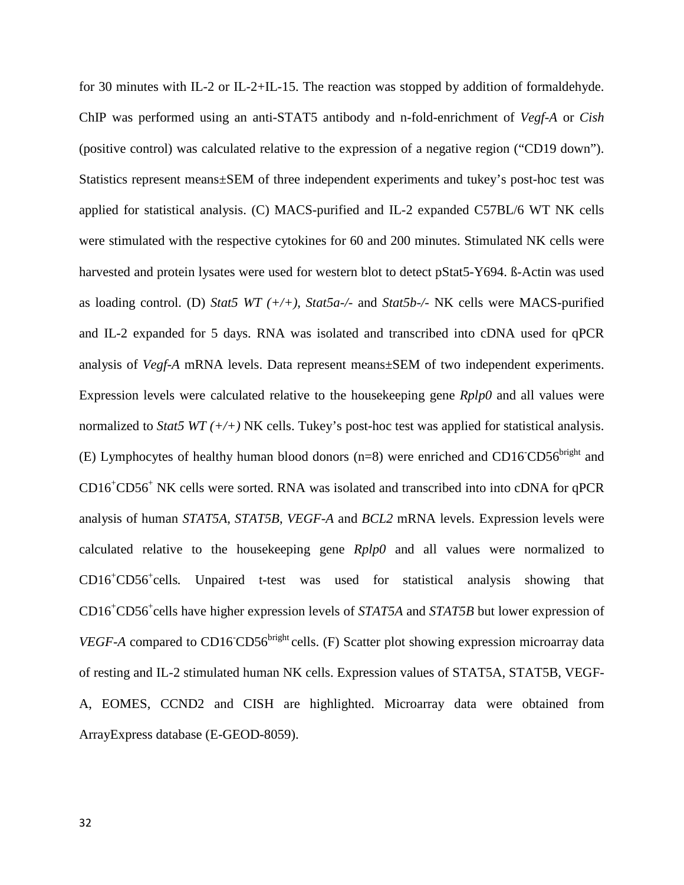for 30 minutes with IL-2 or IL-2+IL-15. The reaction was stopped by addition of formaldehyde. ChIP was performed using an anti-STAT5 antibody and n-fold-enrichment of *Vegf-A* or *Cish* (positive control) was calculated relative to the expression of a negative region ("CD19 down"). Statistics represent means±SEM of three independent experiments and tukey's post-hoc test was applied for statistical analysis. (C) MACS-purified and IL-2 expanded C57BL/6 WT NK cells were stimulated with the respective cytokines for 60 and 200 minutes. Stimulated NK cells were harvested and protein lysates were used for western blot to detect pStat5-Y694. ß-Actin was used as loading control. (D) *Stat5 WT (+/+)*, *Stat5a-/-* and *Stat5b-/-* NK cells were MACS-purified and IL-2 expanded for 5 days. RNA was isolated and transcribed into cDNA used for qPCR analysis of *Vegf-A* mRNA levels. Data represent means±SEM of two independent experiments. Expression levels were calculated relative to the housekeeping gene *Rplp0* and all values were normalized to *Stat5 WT (+/+)* NK cells. Tukey's post-hoc test was applied for statistical analysis. (E) Lymphocytes of healthy human blood donors (n=8) were enriched and $CD16^{-}CD56^{bright}$ and $CD16^{+}CD56^{+}$ NK cells were sorted. RNA was isolated and transcribed into into cDNA for qPCR analysis of human *STAT5A*, *STAT5B*, *VEGF-A* and *BCL2* mRNA levels. Expression levels were calculated relative to the housekeeping gene *Rplp0* and all values were normalized to $CD16^{+}CD56^{+}$cells. Unpaired t-test was used for statistical analysis showing that $CD16^{+}CD56^{+}$cells have higher expression levels of *STAT5A* and *STAT5B* but lower expression of *VEGF-A* compared to $CD16^{-}CD56^{bright}$ cells. (F) Scatter plot showing expression microarray data of resting and IL-2 stimulated human NK cells. Expression values of STAT5A, STAT5B, VEGF-A, EOMES, CCND2 and CISH are highlighted. Microarray data were obtained from ArrayExpress database (E-GEOD-8059).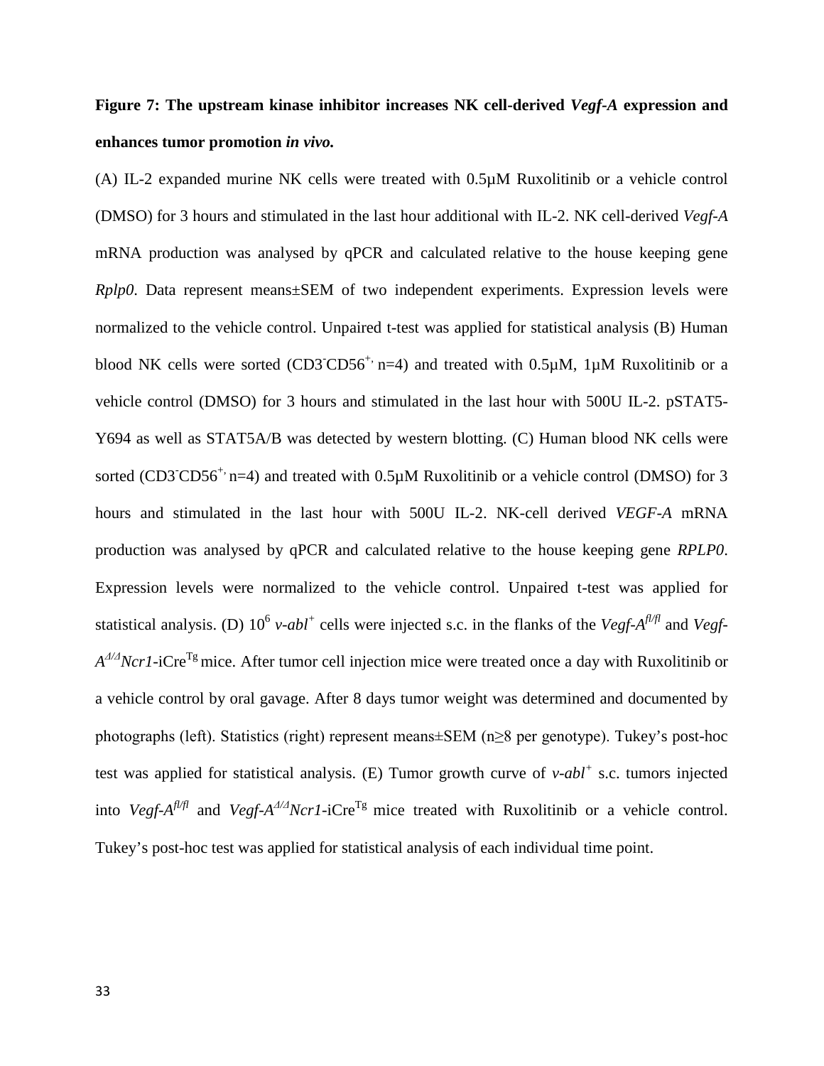**Figure 7: The upstream kinase inhibitor increases NK cell-derived *Vegf-A* expression and enhances tumor promotion *in vivo.***

(A) IL-2 expanded murine NK cells were treated with 0.5µM Ruxolitinib or a vehicle control (DMSO) for 3 hours and stimulated in the last hour additional with IL-2. NK cell-derived *Vegf-A* mRNA production was analysed by qPCR and calculated relative to the house keeping gene *Rplp0*. Data represent means±SEM of two independent experiments. Expression levels were normalized to the vehicle control. Unpaired t-test was applied for statistical analysis (B) Human blood NK cells were sorted ($CD3^{-}CD56^{+}$, n=4) and treated with 0.5µM, 1µM Ruxolitinib or a vehicle control (DMSO) for 3 hours and stimulated in the last hour with 500U IL-2. pSTAT5-Y694 as well as STAT5A/B was detected by western blotting. (C) Human blood NK cells were sorted ($CD3^{-}CD56^{+}$, n=4) and treated with 0.5µM Ruxolitinib or a vehicle control (DMSO) for 3 hours and stimulated in the last hour with 500U IL-2. NK-cell derived *VEGF-A* mRNA production was analysed by qPCR and calculated relative to the house keeping gene *RPLP0*. Expression levels were normalized to the vehicle control. Unpaired t-test was applied for statistical analysis. (D) $10^{6}$ *v-abl*$^{+}$ cells were injected s.c. in the flanks of the *Vegf-A*$^{fl/fl}$ and *Vegf-A*$^{\Delta/\Delta}$*Ncr1*-iCre$^{Tg}$ mice. After tumor cell injection mice were treated once a day with Ruxolitinib or a vehicle control by oral gavage. After 8 days tumor weight was determined and documented by photographs (left). Statistics (right) represent means±SEM (n≥8 per genotype). Tukey's post-hoc test was applied for statistical analysis. (E) Tumor growth curve of *v-abl*$^{+}$ s.c. tumors injected into *Vegf-A*$^{fl/fl}$ and *Vegf-A*$^{\Delta/\Delta}$*Ncr1*-iCre$^{Tg}$ mice treated with Ruxolitinib or a vehicle control. Tukey's post-hoc test was applied for statistical analysis of each individual time point.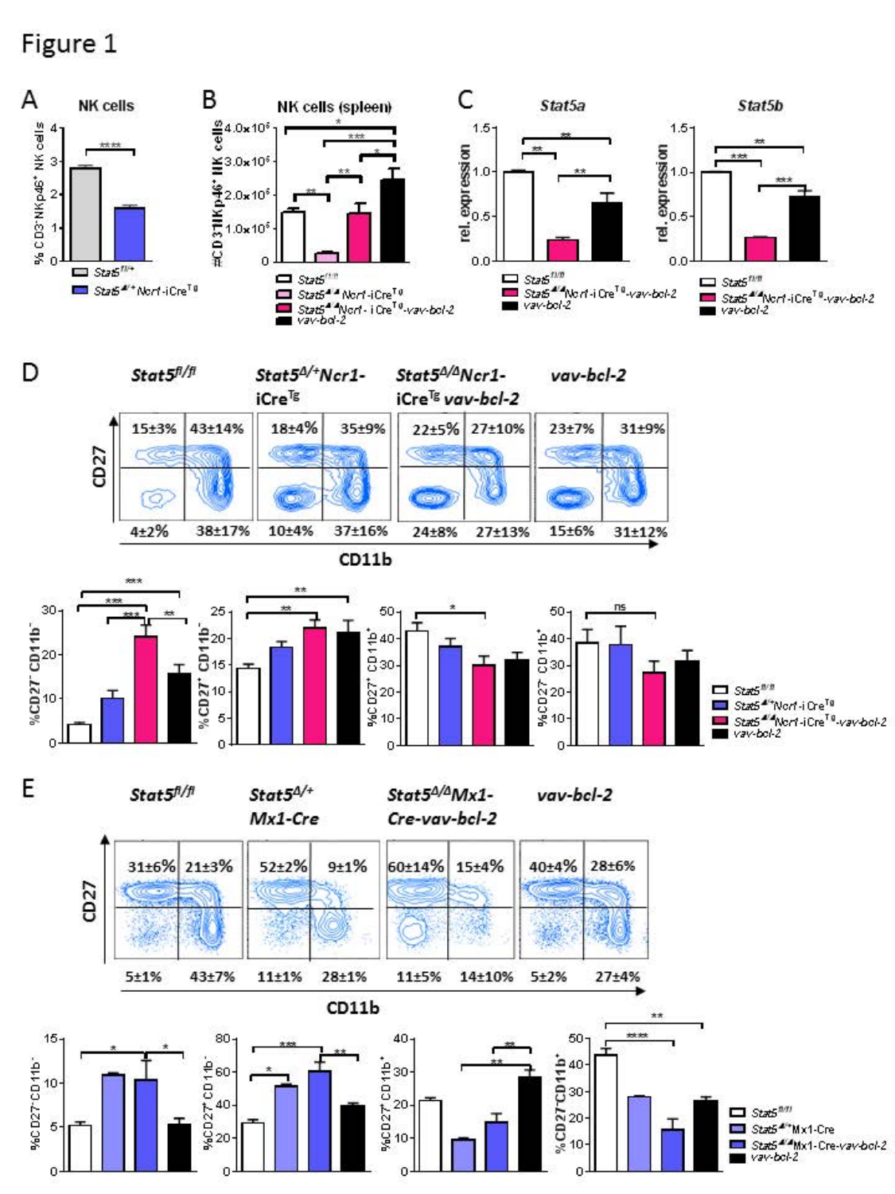# Figure 1

**A** NK cells

% CD3⁻NKp46⁺ NK cells

*Stat5*$^{fl/+}$

*Stat5*$^{\Delta/+}$*Ncr1*-iCre$^{Tg}$

**B** NK cells (spleen)

#CD3⁻NKp46⁺ NK cells

*Stat5*$^{fl/fl}$

*Stat5*$^{\Delta/\Delta}$*Ncr1*-iCre$^{Tg}$

*Stat5*$^{\Delta/\Delta}$*Ncr1*-iCre$^{Tg}$-*vav-bcl-2*

*vav-bcl-2*

**C** *Stat5a* · *Stat5b*

rel. expression

*Stat5*$^{fl/fl}$

*Stat5*$^{\Delta/\Delta}$*Ncr1*-iCre$^{Tg}$-*vav-bcl-2*

*vav-bcl-2*

**D**

| *Stat5*$^{fl/fl}$ | *Stat5*$^{\Delta/+}$*Ncr1*-iCre$^{Tg}$ | *Stat5*$^{\Delta/\Delta}$*Ncr1*-iCre$^{Tg}$ *vav-bcl-2* | *vav-bcl-2* |
|---|---|---|---|
| 15±3% / 43±14% | 18±4% / 35±9% | 22±5% / 27±10% | 23±7% / 31±9% |
| 4±2% / 38±17% | 10±4% / 37±16% | 24±8% / 27±13% | 15±6% / 31±12% |

CD27 · CD11b

%CD27⁻CD11b⁻ · %CD27⁺CD11b⁻ · %CD27⁺CD11b⁺ · %CD27⁻CD11b⁺

*Stat5*$^{fl/fl}$

*Stat5*$^{\Delta/+}$*Ncr1*-iCre$^{Tg}$

*Stat5*$^{\Delta/\Delta}$*Ncr1*-iCre$^{Tg}$-*vav-bcl-2*

*vav-bcl-2*

**E**

| *Stat5*$^{fl/fl}$ | *Stat5*$^{\Delta/+}$ *Mx1-Cre* | *Stat5*$^{\Delta/\Delta}$*Mx1-Cre-vav-bcl-2* | *vav-bcl-2* |
|---|---|---|---|
| 31±6% / 21±3% | 52±2% / 9±1% | 60±14% / 15±4% | 40±4% / 28±6% |
| 5±1% / 43±7% | 11±1% / 28±1% | 11±5% / 14±10% | 5±2% / 27±4% |

CD27 · CD11b

%CD27⁻CD11b⁻ · %CD27⁺CD11b⁻ · %CD27⁺CD11b⁺ · %CD27⁻CD11b⁺

*Stat5*$^{fl/fl}$

*Stat5*$^{\Delta/+}$Mx1-Cre

*Stat5*$^{\Delta/\Delta}$Mx1-Cre-*vav-bcl-2*

*vav-bcl-2*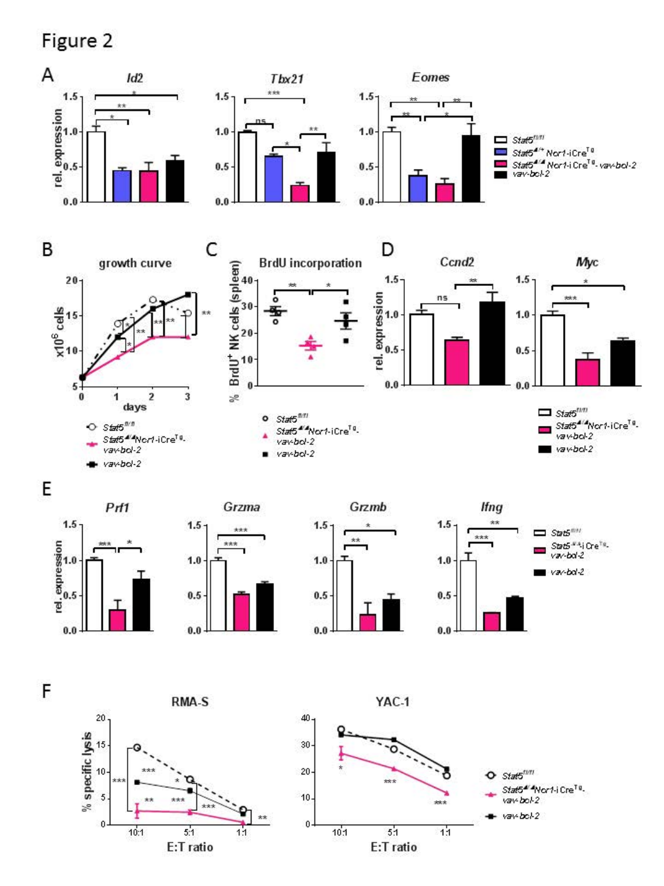Figure 2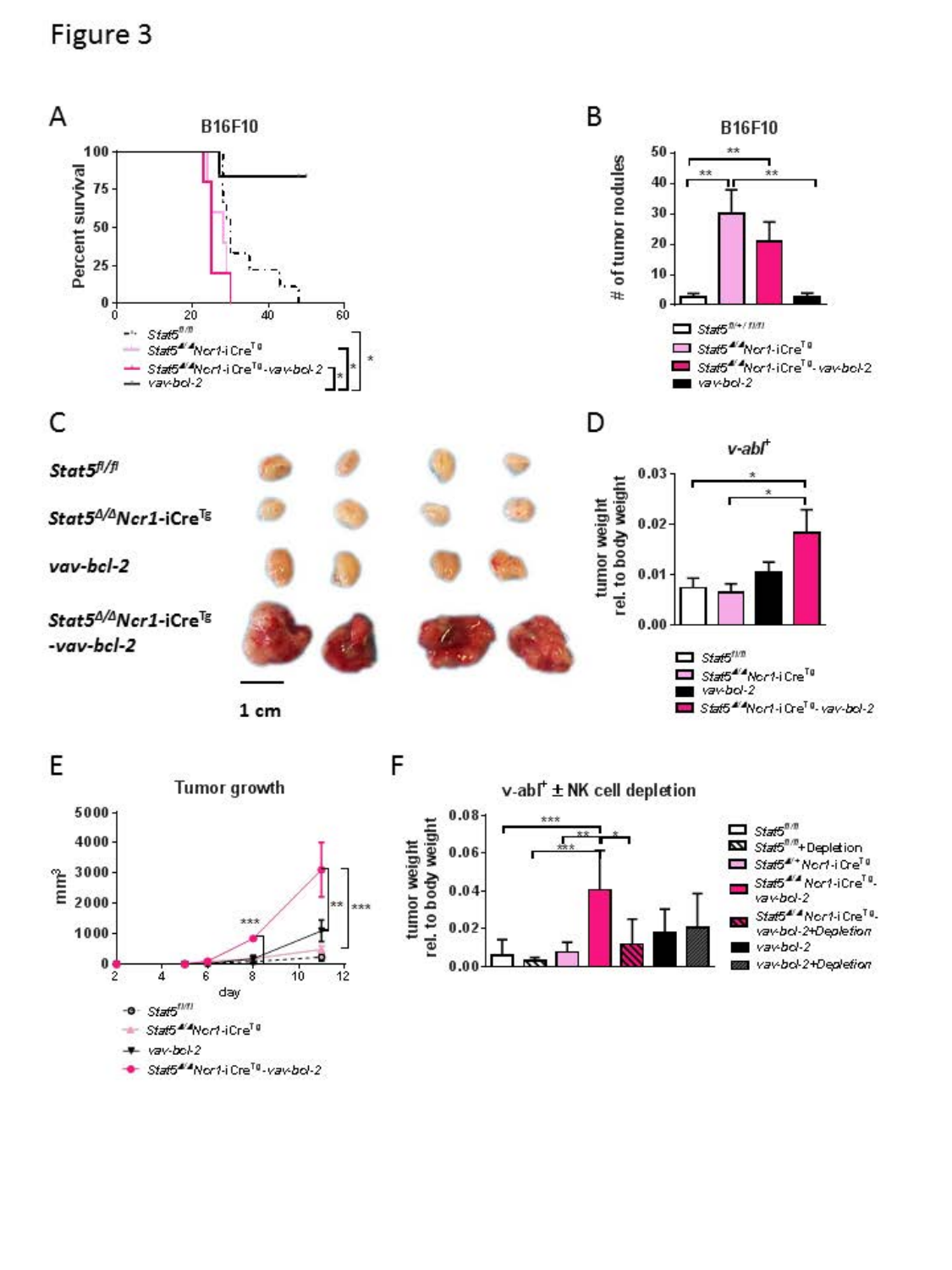Figure 3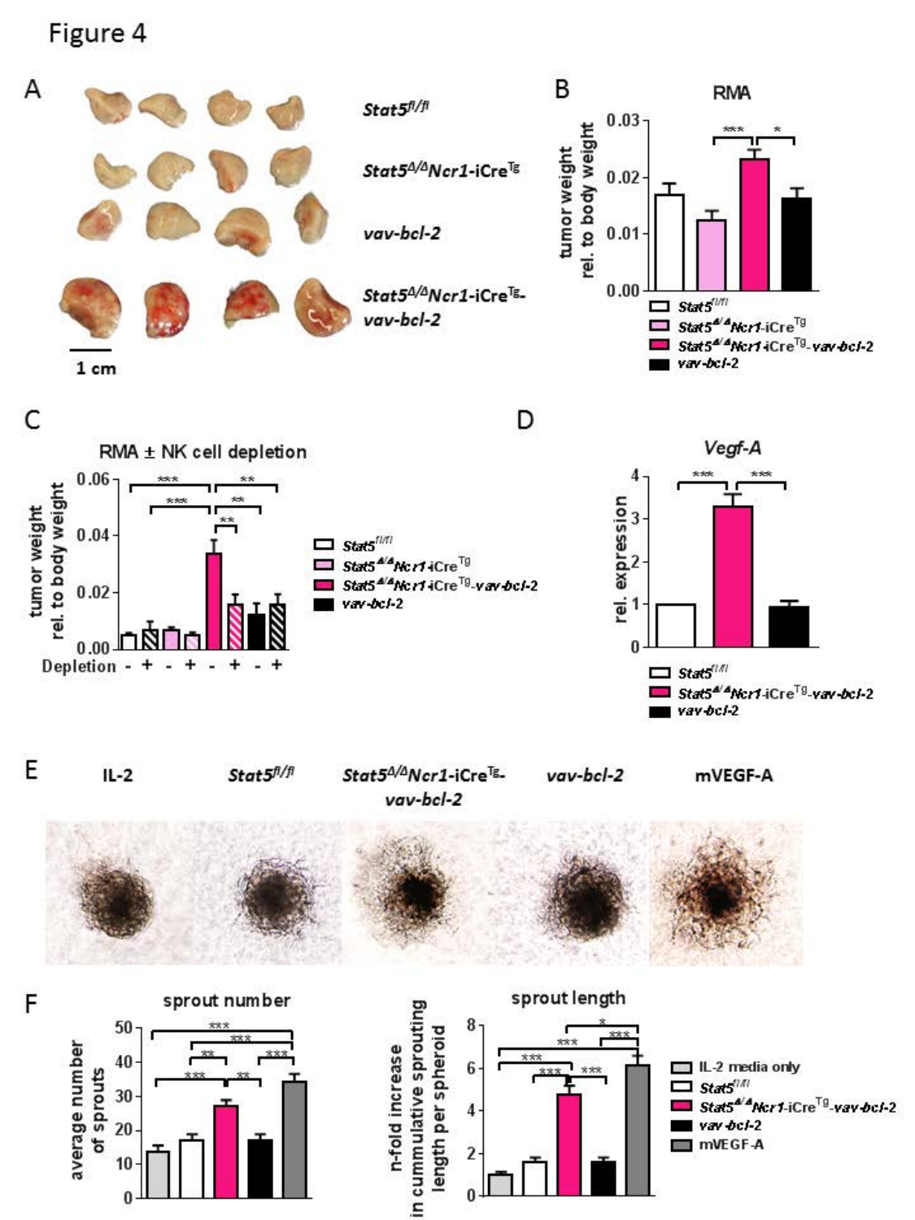Figure 4

A

*Stat5^{fl/fl}*

*Stat5^{Δ/Δ}Ncr1*-iCre^{Tg}

*vav-bcl-2*

*Stat5^{Δ/Δ}Ncr1*-iCre^{Tg}-*vav-bcl-2*

1 cm

B

RMA

tumor weight rel. to body weight

- *Stat5^{fl/fl}*
- *Stat5^{Δ/Δ}Ncr1*-iCre^{Tg}
- *Stat5^{Δ/Δ}Ncr1*-iCre^{Tg}-*vav-bcl-2*
- *vav-bcl-2*

C

RMA ± NK cell depletion

tumor weight rel. to body weight

Depletion - + - + - + - +

- *Stat5^{fl/fl}*
- *Stat5^{Δ/Δ}Ncr1*-iCre^{Tg}
- *Stat5^{Δ/Δ}Ncr1*-iCre^{Tg}-*vav-bcl-2*
- *vav-bcl-2*

D

*Vegf-A*

rel. expression

- *Stat5^{fl/fl}*
- *Stat5^{Δ/Δ}Ncr1*-iCre^{Tg}-*vav-bcl-2*
- *vav-bcl-2*

E

IL-2 | *Stat5^{fl/fl}* | *Stat5^{Δ/Δ}Ncr1*-iCre^{Tg}-*vav-bcl-2* | *vav-bcl-2* | mVEGF-A

F

sprout number

average number of sprouts

sprout length

n-fold increase in cummulative sprouting length per spheroid

- IL-2 media only
- *Stat5^{fl/fl}*
- *Stat5^{Δ/Δ}Ncr1*-iCre^{Tg}-*vav-bcl-2*
- *vav-bcl-2*
- mVEGF-A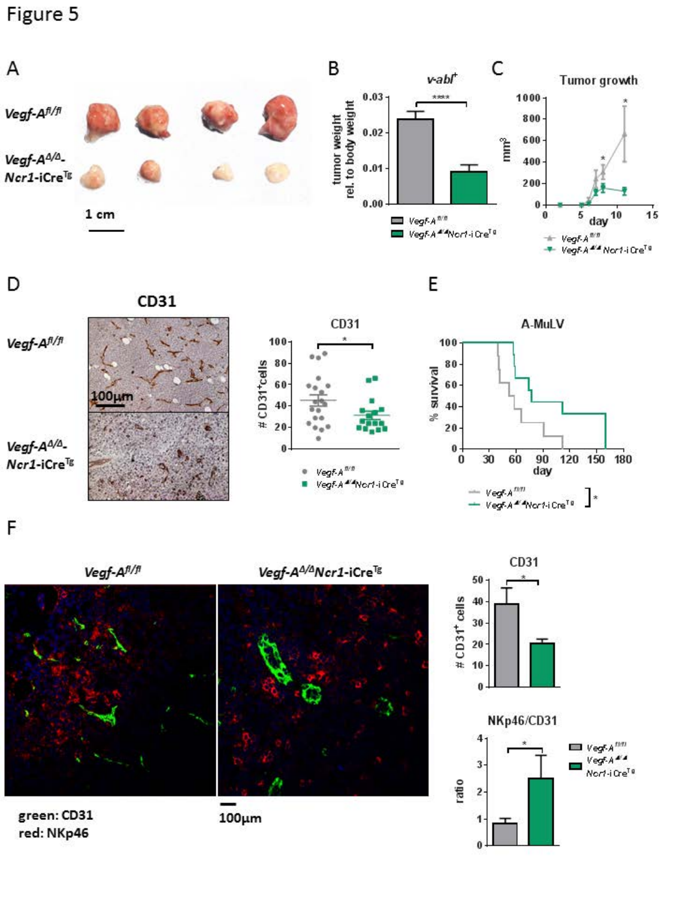Figure 5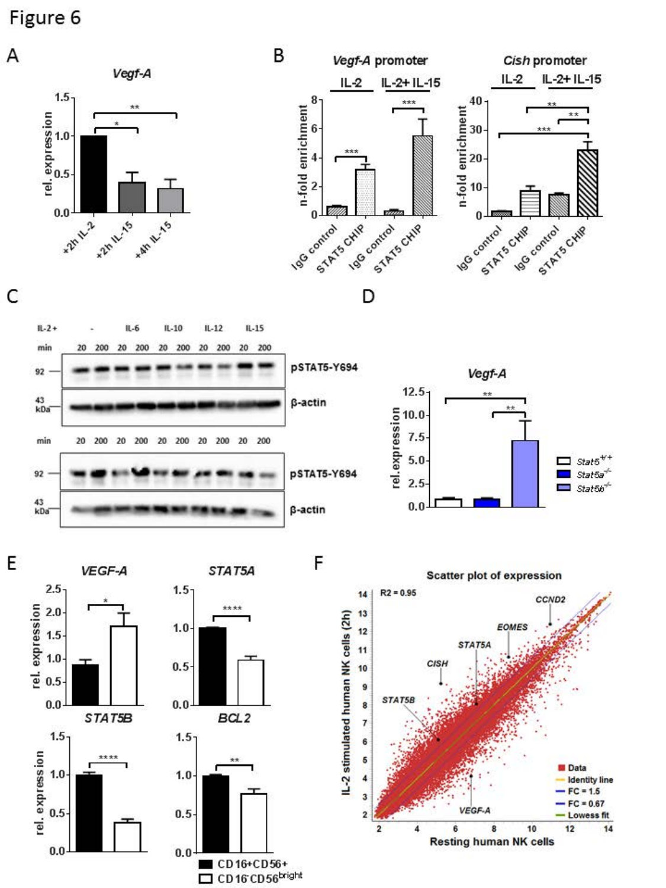Figure 6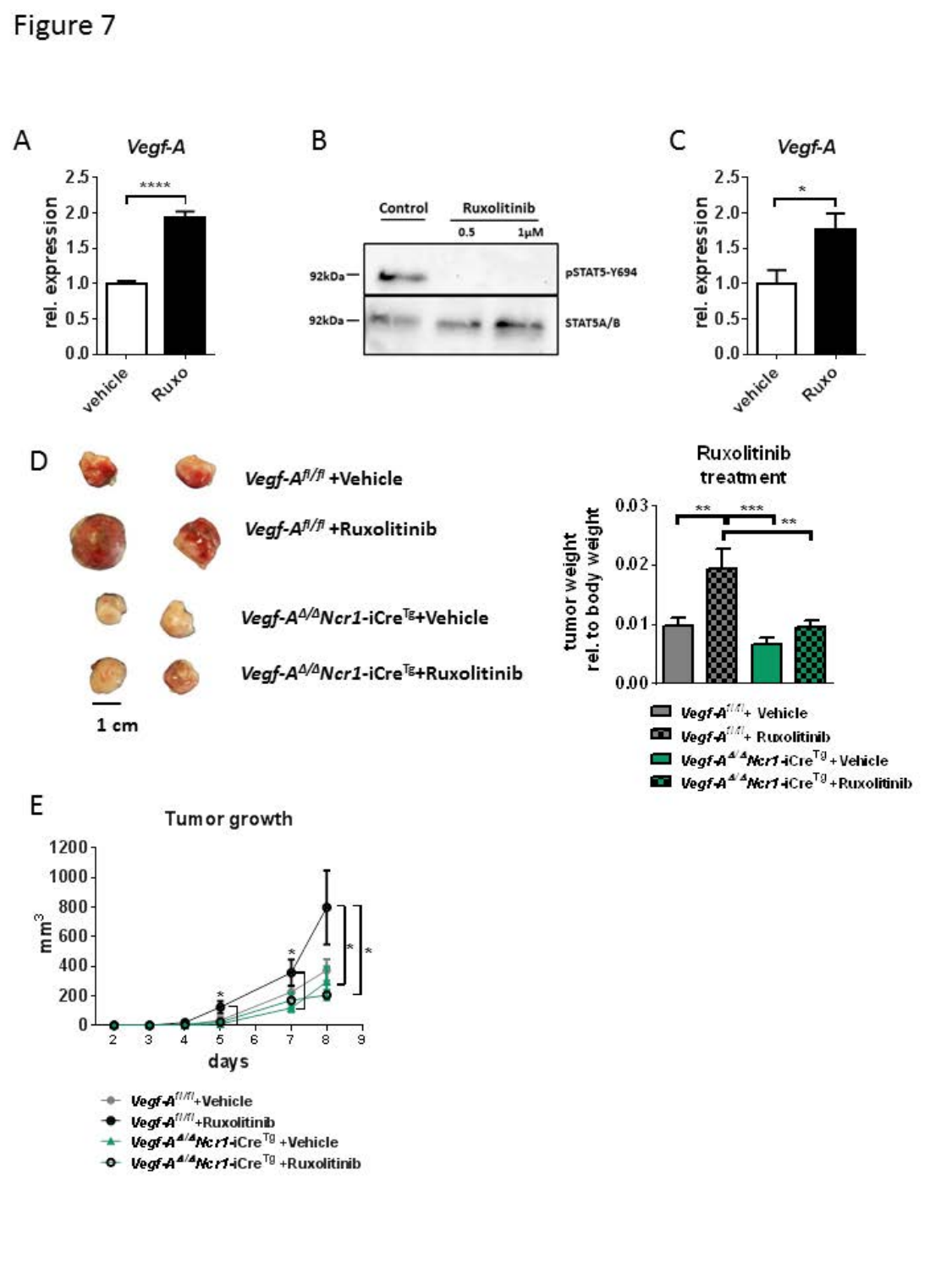Figure 7

A

*Vegf-A*

rel. expression

2.5
2.0
1.5
1.0
0.5
0.0

****

vehicle
Ruxo

B

Control
Ruxolitinib
0.5
1µM

92kDa
pSTAT5-Y694

92kDa
STAT5A/B

C

*Vegf-A*

rel. expression

2.5
2.0
1.5
1.0
0.5
0.0

*

vehicle
Ruxo

D

*Vegf-A$^{fl/fl}$* +Vehicle

*Vegf-A$^{fl/fl}$* +Ruxolitinib

*Vegf-A$^{\Delta/\Delta}$Ncr1*-iCre$^{Tg}$+Vehicle

*Vegf-A$^{\Delta/\Delta}$Ncr1*-iCre$^{Tg}$+Ruxolitinib

1 cm

Ruxolitinib treatment

tumor weight rel. to body weight

0.03
0.02
0.01
0.00

**
***
**

*Vegf-A$^{fl/fl}$* + Vehicle
*Vegf-A$^{fl/fl}$* + Ruxolitinib
*Vegf-A$^{\Delta/\Delta}$Ncr1*-iCre$^{Tg}$ + Vehicle
*Vegf-A$^{\Delta/\Delta}$Ncr1*-iCre$^{Tg}$ + Ruxolitinib

E

Tumor growth

mm$^3$

1200
1000
800
600
400
200
0

2 3 4 5 6 7 8 9

days

*
*
*
*

*Vegf-A$^{fl/fl}$*+Vehicle
*Vegf-A$^{fl/fl}$*+Ruxolitinib
*Vegf-A$^{\Delta/\Delta}$Ncr1*-iCre$^{Tg}$ +Vehicle
*Vegf-A$^{\Delta/\Delta}$Ncr1*-iCre$^{Tg}$ +Ruxolitinib